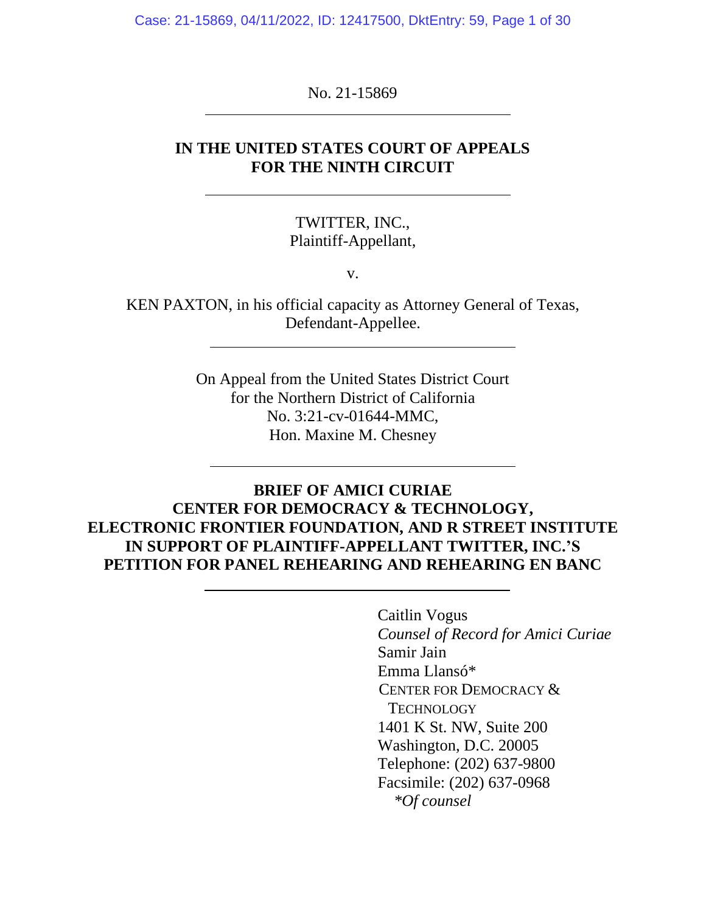No. 21-15869

---

**IN THE UNITED STATES COURT OF APPEALS**
**FOR THE NINTH CIRCUIT**

---

TWITTER, INC.,
Plaintiff-Appellant,

v.

KEN PAXTON, in his official capacity as Attorney General of Texas,
Defendant-Appellee.

---

On Appeal from the United States District Court
for the Northern District of California
No. 3:21-cv-01644-MMC,
Hon. Maxine M. Chesney

---

**BRIEF OF AMICI CURIAE**
**CENTER FOR DEMOCRACY & TECHNOLOGY,**
**ELECTRONIC FRONTIER FOUNDATION, AND R STREET INSTITUTE**
**IN SUPPORT OF PLAINTIFF-APPELLANT TWITTER, INC.'S**
**PETITION FOR PANEL REHEARING AND REHEARING EN BANC**

---

Caitlin Vogus
*Counsel of Record for Amici Curiae*
Samir Jain
Emma Llansó*
CENTER FOR DEMOCRACY & TECHNOLOGY
1401 K St. NW, Suite 200
Washington, D.C. 20005
Telephone: (202) 637-9800
Facsimile: (202) 637-0968
*\*Of counsel*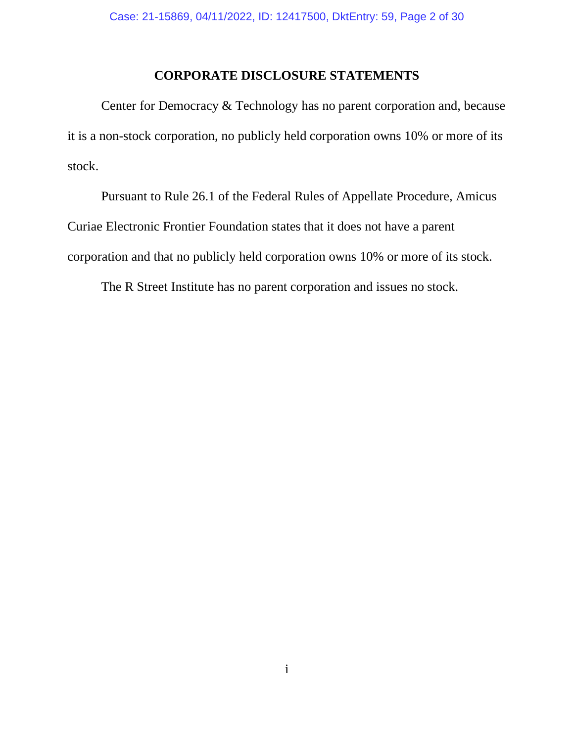## CORPORATE DISCLOSURE STATEMENTS

Center for Democracy & Technology has no parent corporation and, because it is a non-stock corporation, no publicly held corporation owns 10% or more of its stock.

Pursuant to Rule 26.1 of the Federal Rules of Appellate Procedure, Amicus Curiae Electronic Frontier Foundation states that it does not have a parent corporation and that no publicly held corporation owns 10% or more of its stock.

The R Street Institute has no parent corporation and issues no stock.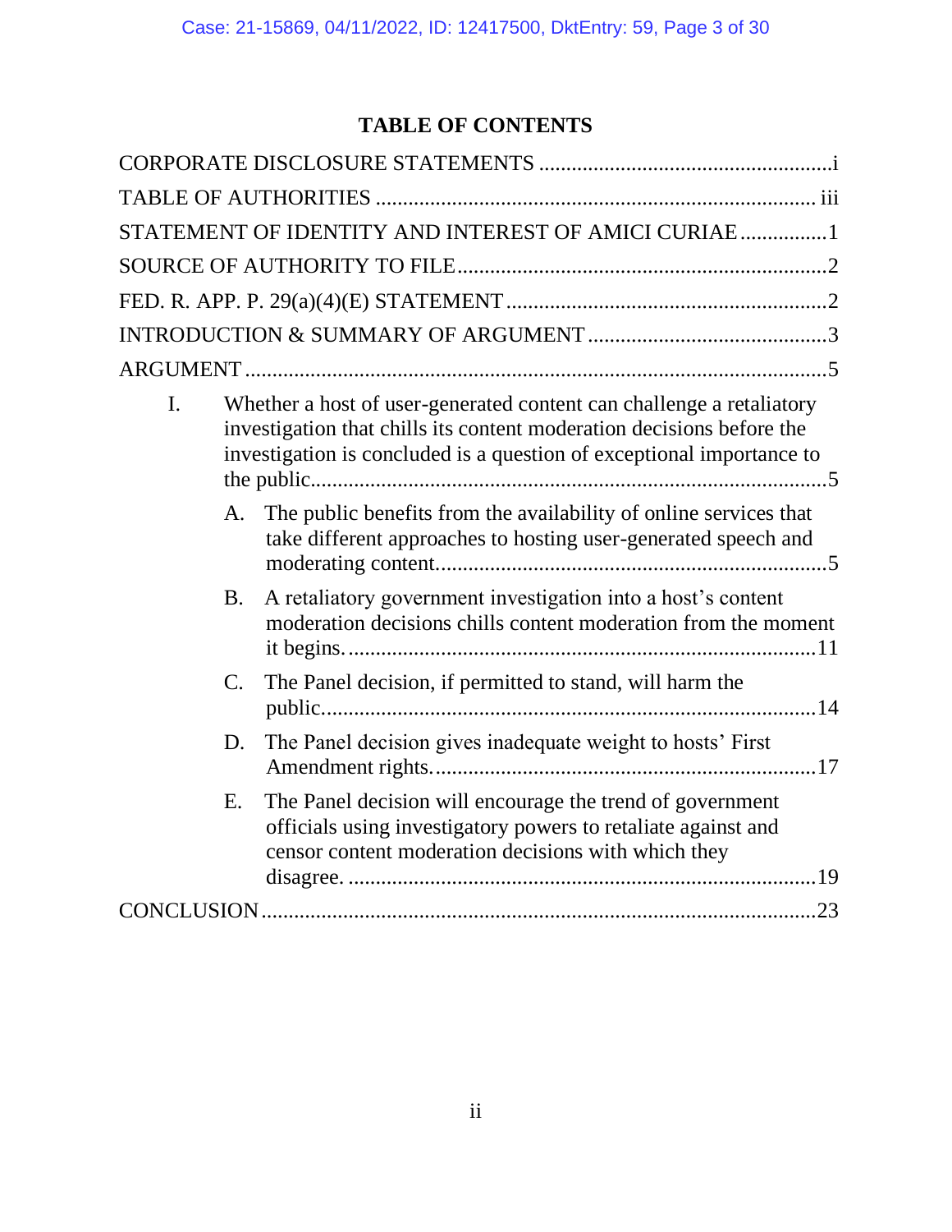## TABLE OF CONTENTS

CORPORATE DISCLOSURE STATEMENTS .....................................................i

TABLE OF AUTHORITIES ............................................................................... iii

STATEMENT OF IDENTITY AND INTEREST OF AMICI CURIAE ................1

SOURCE OF AUTHORITY TO FILE...................................................................2

FED. R. APP. P. 29(a)(4)(E) STATEMENT ..........................................................2

INTRODUCTION & SUMMARY OF ARGUMENT ...........................................3

ARGUMENT .........................................................................................................5

- I. Whether a host of user-generated content can challenge a retaliatory investigation that chills its content moderation decisions before the investigation is concluded is a question of exceptional importance to the public..............................................................................................5
  - A. The public benefits from the availability of online services that take different approaches to hosting user-generated speech and moderating content.......................................................................5
  - B. A retaliatory government investigation into a host's content moderation decisions chills content moderation from the moment it begins......................................................................................11
  - C. The Panel decision, if permitted to stand, will harm the public..........................................................................................14
  - D. The Panel decision gives inadequate weight to hosts' First Amendment rights......................................................................17
  - E. The Panel decision will encourage the trend of government officials using investigatory powers to retaliate against and censor content moderation decisions with which they disagree. .....................................................................................19

CONCLUSION .....................................................................................................23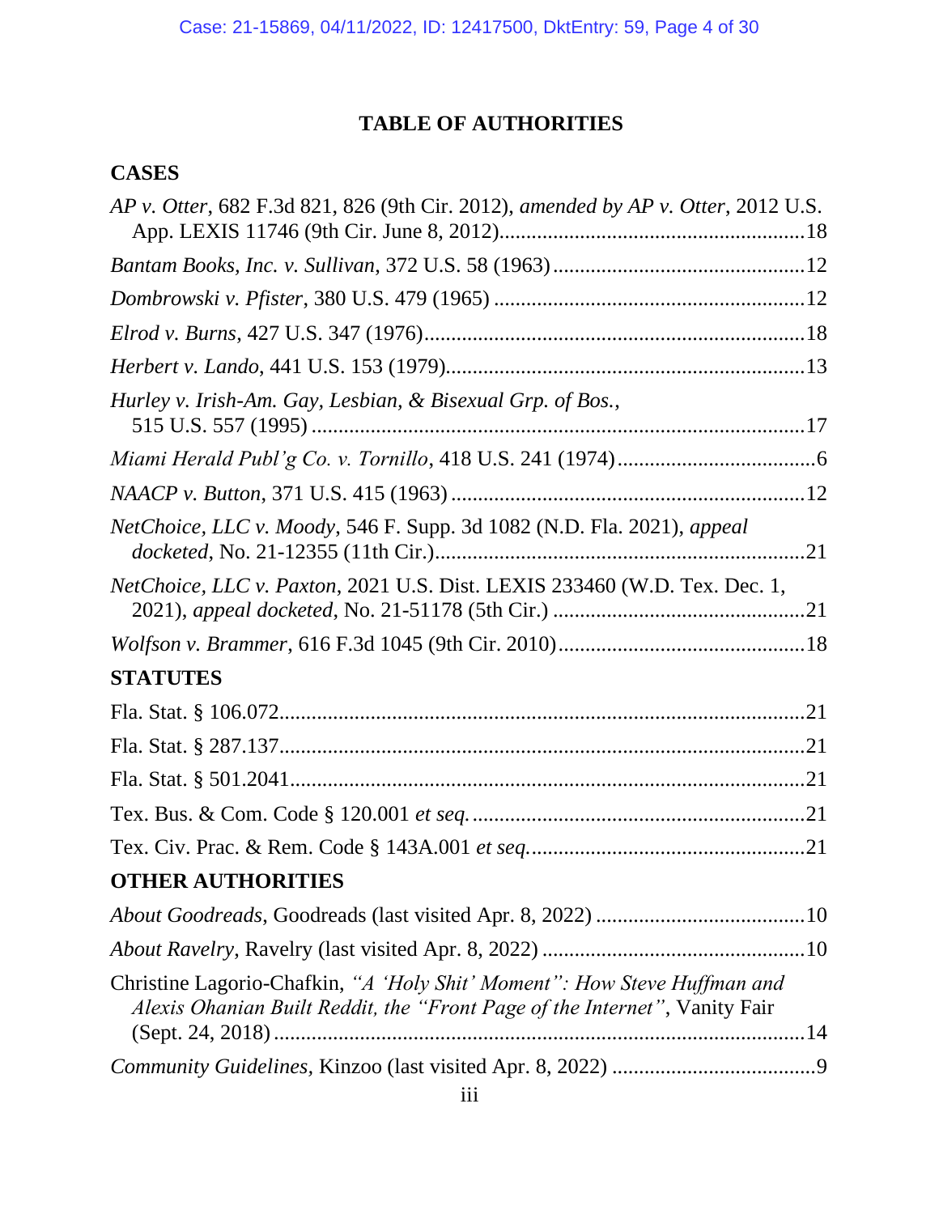# TABLE OF AUTHORITIES

## CASES

*AP v. Otter*, 682 F.3d 821, 826 (9th Cir. 2012), *amended by AP v. Otter*, 2012 U.S. App. LEXIS 11746 (9th Cir. June 8, 2012) ........ 18

*Bantam Books, Inc. v. Sullivan*, 372 U.S. 58 (1963) ........ 12

*Dombrowski v. Pfister*, 380 U.S. 479 (1965) ........ 12

*Elrod v. Burns*, 427 U.S. 347 (1976) ........ 18

*Herbert v. Lando*, 441 U.S. 153 (1979) ........ 13

*Hurley v. Irish-Am. Gay, Lesbian, & Bisexual Grp. of Bos.*, 515 U.S. 557 (1995) ........ 17

*Miami Herald Publ'g Co. v. Tornillo*, 418 U.S. 241 (1974) ........ 6

*NAACP v. Button*, 371 U.S. 415 (1963) ........ 12

*NetChoice, LLC v. Moody*, 546 F. Supp. 3d 1082 (N.D. Fla. 2021), *appeal docketed*, No. 21-12355 (11th Cir.) ........ 21

*NetChoice, LLC v. Paxton*, 2021 U.S. Dist. LEXIS 233460 (W.D. Tex. Dec. 1, 2021), *appeal docketed*, No. 21-51178 (5th Cir.) ........ 21

*Wolfson v. Brammer*, 616 F.3d 1045 (9th Cir. 2010) ........ 18

## STATUTES

Fla. Stat. § 106.072 ........ 21

Fla. Stat. § 287.137 ........ 21

Fla. Stat. § 501.2041 ........ 21

Tex. Bus. & Com. Code § 120.001 *et seq.* ........ 21

Tex. Civ. Prac. & Rem. Code § 143A.001 *et seq.* ........ 21

## OTHER AUTHORITIES

*About Goodreads*, Goodreads (last visited Apr. 8, 2022) ........ 10

*About Ravelry*, Ravelry (last visited Apr. 8, 2022) ........ 10

Christine Lagorio-Chafkin, *"A 'Holy Shit' Moment": How Steve Huffman and Alexis Ohanian Built Reddit, the "Front Page of the Internet"*, Vanity Fair (Sept. 24, 2018) ........ 14

*Community Guidelines*, Kinzoo (last visited Apr. 8, 2022) ........ 9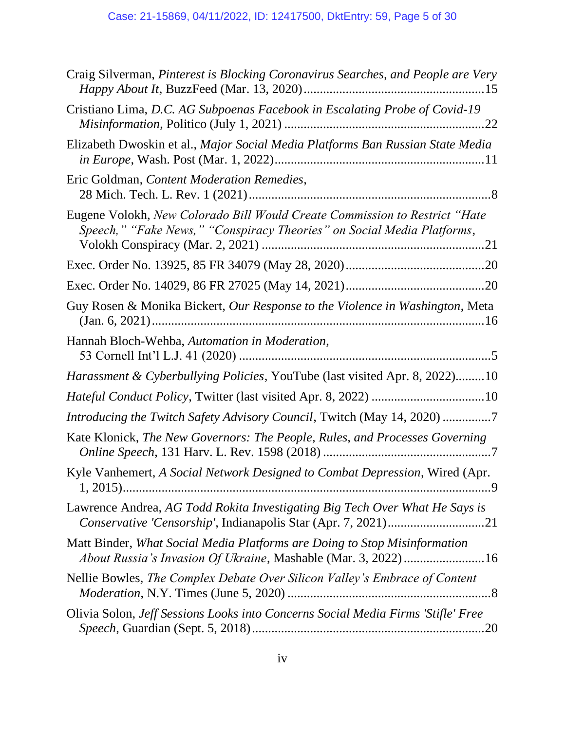Craig Silverman, *Pinterest is Blocking Coronavirus Searches, and People are Very Happy About It*, BuzzFeed (Mar. 13, 2020).......................................................15

Cristiano Lima, *D.C. AG Subpoenas Facebook in Escalating Probe of Covid-19 Misinformation*, Politico (July 1, 2021) ............................................................22

Elizabeth Dwoskin et al., *Major Social Media Platforms Ban Russian State Media in Europe*, Wash. Post (Mar. 1, 2022)................................................................11

Eric Goldman, *Content Moderation Remedies*, 28 Mich. Tech. L. Rev. 1 (2021)..........................................................................8

Eugene Volokh, *New Colorado Bill Would Create Commission to Restrict "Hate Speech," "Fake News," "Conspiracy Theories" on Social Media Platforms*, Volokh Conspiracy (Mar. 2, 2021) ....................................................................21

Exec. Order No. 13925, 85 FR 34079 (May 28, 2020)..........................................20

Exec. Order No. 14029, 86 FR 27025 (May 14, 2021)..........................................20

Guy Rosen & Monika Bickert, *Our Response to the Violence in Washington*, Meta (Jan. 6, 2021).......................................................................................................16

Hannah Bloch-Wehba, *Automation in Moderation*, 53 Cornell Int'l L.J. 41 (2020) .............................................................................5

*Harassment & Cyberbullying Policies*, YouTube (last visited Apr. 8, 2022).........10

*Hateful Conduct Policy*, Twitter (last visited Apr. 8, 2022) ..................................10

*Introducing the Twitch Safety Advisory Council*, Twitch (May 14, 2020) ...............7

Kate Klonick, *The New Governors: The People, Rules, and Processes Governing Online Speech*, 131 Harv. L. Rev. 1598 (2018) ...................................................7

Kyle Vanhemert, *A Social Network Designed to Combat Depression*, Wired (Apr. 1, 2015)...................................................................................................................9

Lawrence Andrea, *AG Todd Rokita Investigating Big Tech Over What He Says is Conservative 'Censorship'*, Indianapolis Star (Apr. 7, 2021).............................21

Matt Binder, *What Social Media Platforms are Doing to Stop Misinformation About Russia's Invasion Of Ukraine*, Mashable (Mar. 3, 2022) .........................16

Nellie Bowles, *The Complex Debate Over Silicon Valley's Embrace of Content Moderation*, N.Y. Times (June 5, 2020) .............................................................8

Olivia Solon, *Jeff Sessions Looks into Concerns Social Media Firms 'Stifle' Free Speech*, Guardian (Sept. 5, 2018).......................................................................20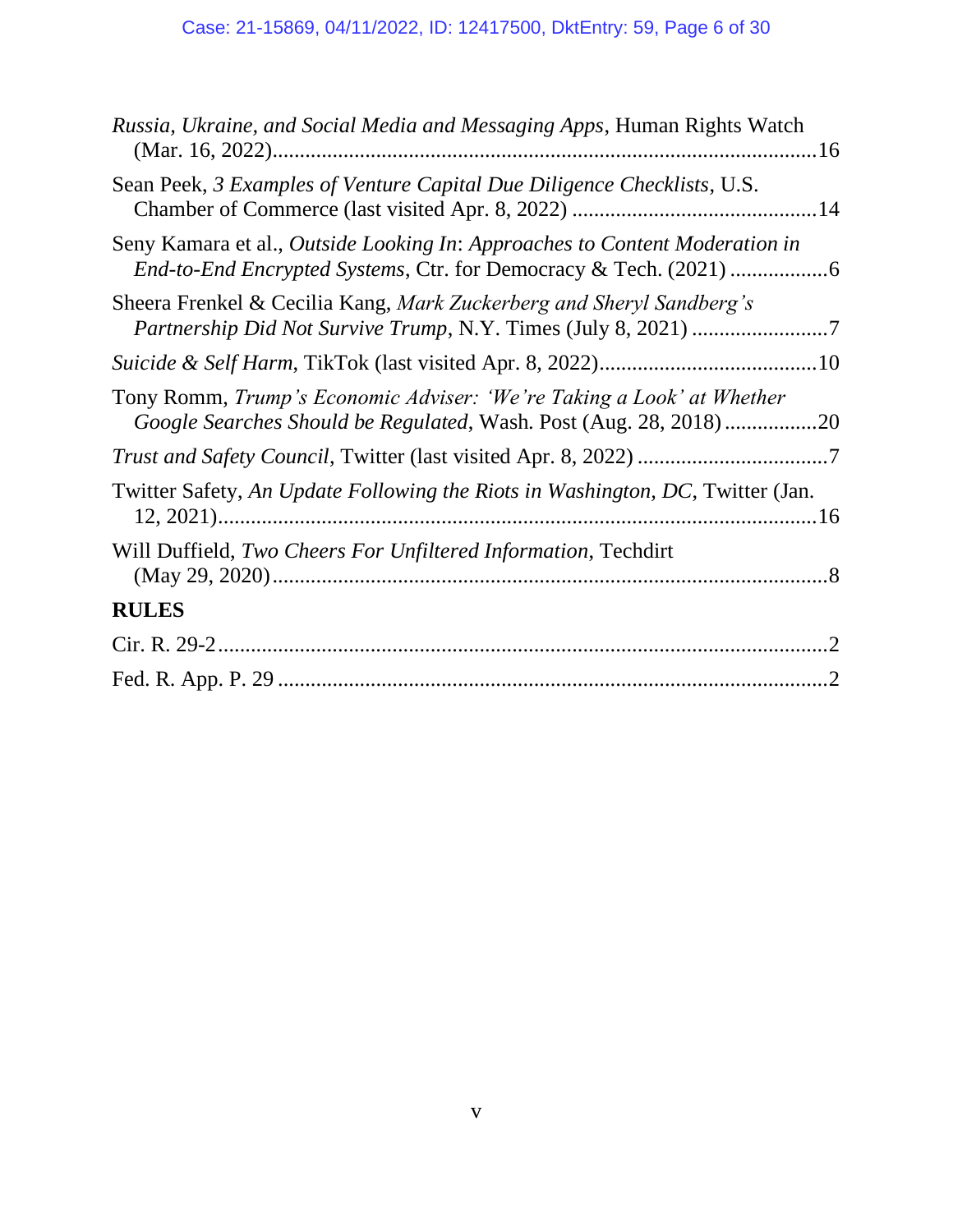*Russia, Ukraine, and Social Media and Messaging Apps*, Human Rights Watch (Mar. 16, 2022)........................................................................................16

Sean Peek, *3 Examples of Venture Capital Due Diligence Checklists*, U.S. Chamber of Commerce (last visited Apr. 8, 2022) ............................................14

Seny Kamara et al., *Outside Looking In*: *Approaches to Content Moderation in End-to-End Encrypted Systems*, Ctr. for Democracy & Tech. (2021) ..................6

Sheera Frenkel & Cecilia Kang, *Mark Zuckerberg and Sheryl Sandberg's Partnership Did Not Survive Trump*, N.Y. Times (July 8, 2021) .........................7

*Suicide & Self Harm*, TikTok (last visited Apr. 8, 2022).......................................10

Tony Romm, *Trump's Economic Adviser: 'We're Taking a Look' at Whether Google Searches Should be Regulated*, Wash. Post (Aug. 28, 2018) .................20

*Trust and Safety Council*, Twitter (last visited Apr. 8, 2022) ..................................7

Twitter Safety, *An Update Following the Riots in Washington, DC*, Twitter (Jan. 12, 2021)..............................................................................................................16

Will Duffield, *Two Cheers For Unfiltered Information*, Techdirt (May 29, 2020)......................................................................................................8

## RULES

Cir. R. 29-2...............................................................................................................2

Fed. R. App. P. 29 ....................................................................................................2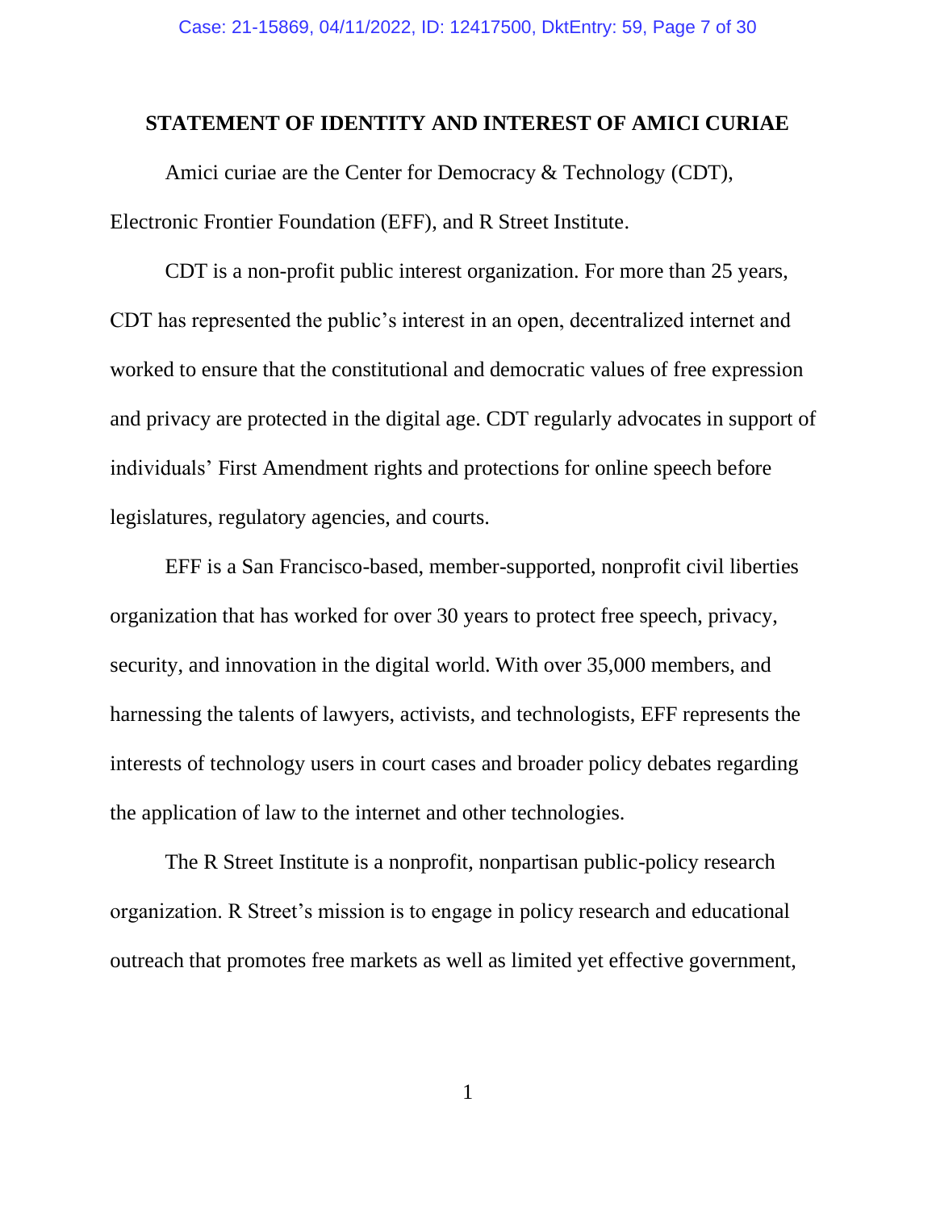## STATEMENT OF IDENTITY AND INTEREST OF AMICI CURIAE

Amici curiae are the Center for Democracy & Technology (CDT), Electronic Frontier Foundation (EFF), and R Street Institute.

CDT is a non-profit public interest organization. For more than 25 years, CDT has represented the public's interest in an open, decentralized internet and worked to ensure that the constitutional and democratic values of free expression and privacy are protected in the digital age. CDT regularly advocates in support of individuals' First Amendment rights and protections for online speech before legislatures, regulatory agencies, and courts.

EFF is a San Francisco-based, member-supported, nonprofit civil liberties organization that has worked for over 30 years to protect free speech, privacy, security, and innovation in the digital world. With over 35,000 members, and harnessing the talents of lawyers, activists, and technologists, EFF represents the interests of technology users in court cases and broader policy debates regarding the application of law to the internet and other technologies.

The R Street Institute is a nonprofit, nonpartisan public-policy research organization. R Street's mission is to engage in policy research and educational outreach that promotes free markets as well as limited yet effective government,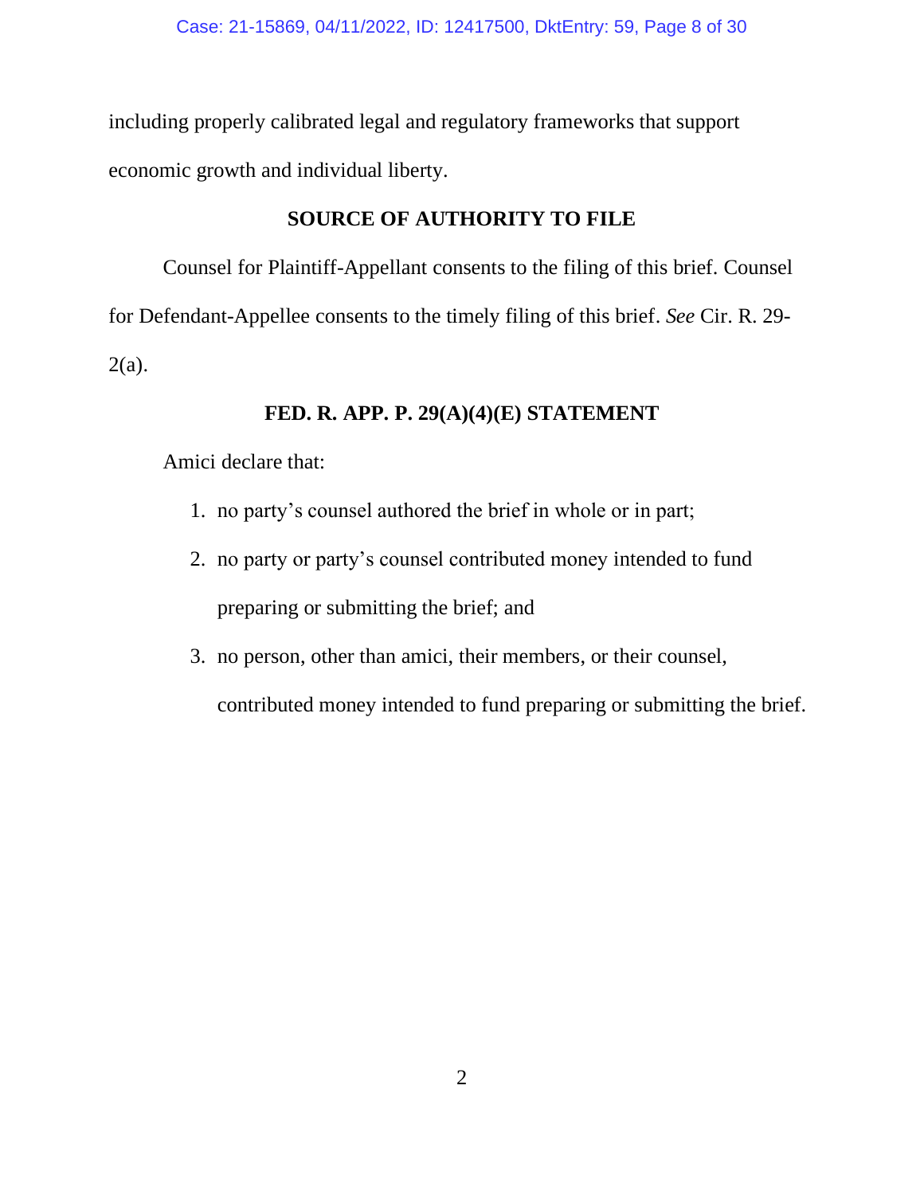including properly calibrated legal and regulatory frameworks that support economic growth and individual liberty.

## SOURCE OF AUTHORITY TO FILE

Counsel for Plaintiff-Appellant consents to the filing of this brief. Counsel for Defendant-Appellee consents to the timely filing of this brief. *See* Cir. R. 29-2(a).

## FED. R. APP. P. 29(A)(4)(E) STATEMENT

Amici declare that:

1. no party's counsel authored the brief in whole or in part;
2. no party or party's counsel contributed money intended to fund preparing or submitting the brief; and
3. no person, other than amici, their members, or their counsel, contributed money intended to fund preparing or submitting the brief.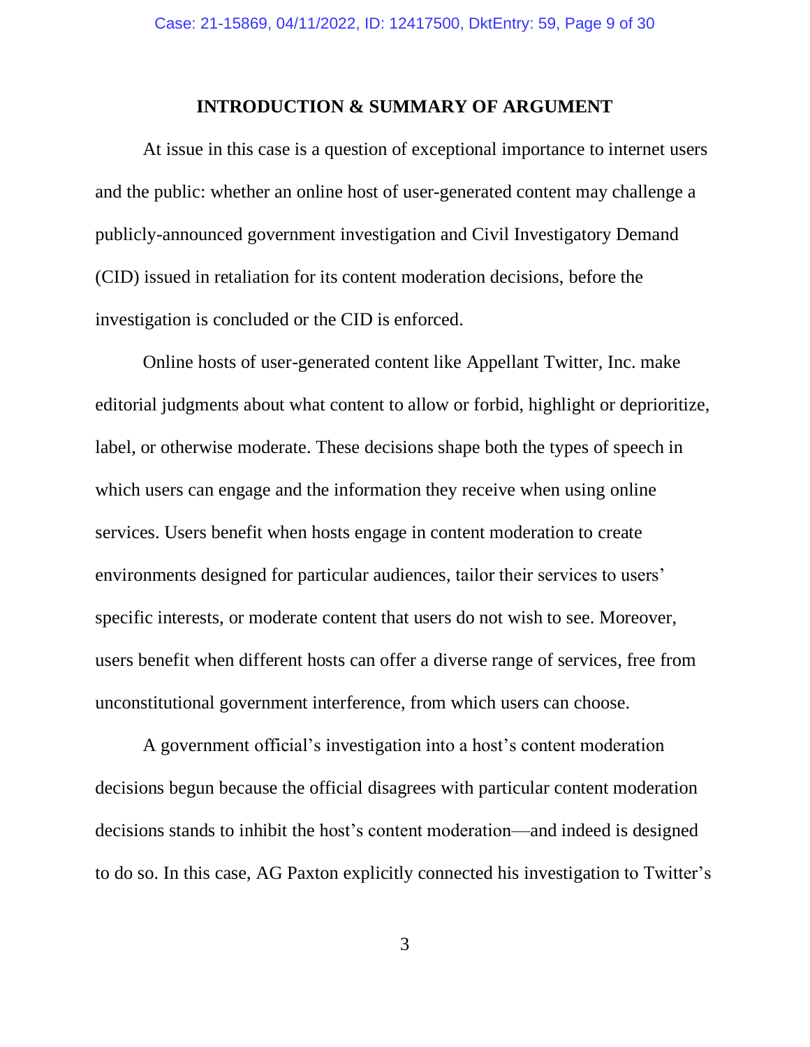## INTRODUCTION & SUMMARY OF ARGUMENT

At issue in this case is a question of exceptional importance to internet users and the public: whether an online host of user-generated content may challenge a publicly-announced government investigation and Civil Investigatory Demand (CID) issued in retaliation for its content moderation decisions, before the investigation is concluded or the CID is enforced.

Online hosts of user-generated content like Appellant Twitter, Inc. make editorial judgments about what content to allow or forbid, highlight or deprioritize, label, or otherwise moderate. These decisions shape both the types of speech in which users can engage and the information they receive when using online services. Users benefit when hosts engage in content moderation to create environments designed for particular audiences, tailor their services to users' specific interests, or moderate content that users do not wish to see. Moreover, users benefit when different hosts can offer a diverse range of services, free from unconstitutional government interference, from which users can choose.

A government official's investigation into a host's content moderation decisions begun because the official disagrees with particular content moderation decisions stands to inhibit the host's content moderation—and indeed is designed to do so. In this case, AG Paxton explicitly connected his investigation to Twitter's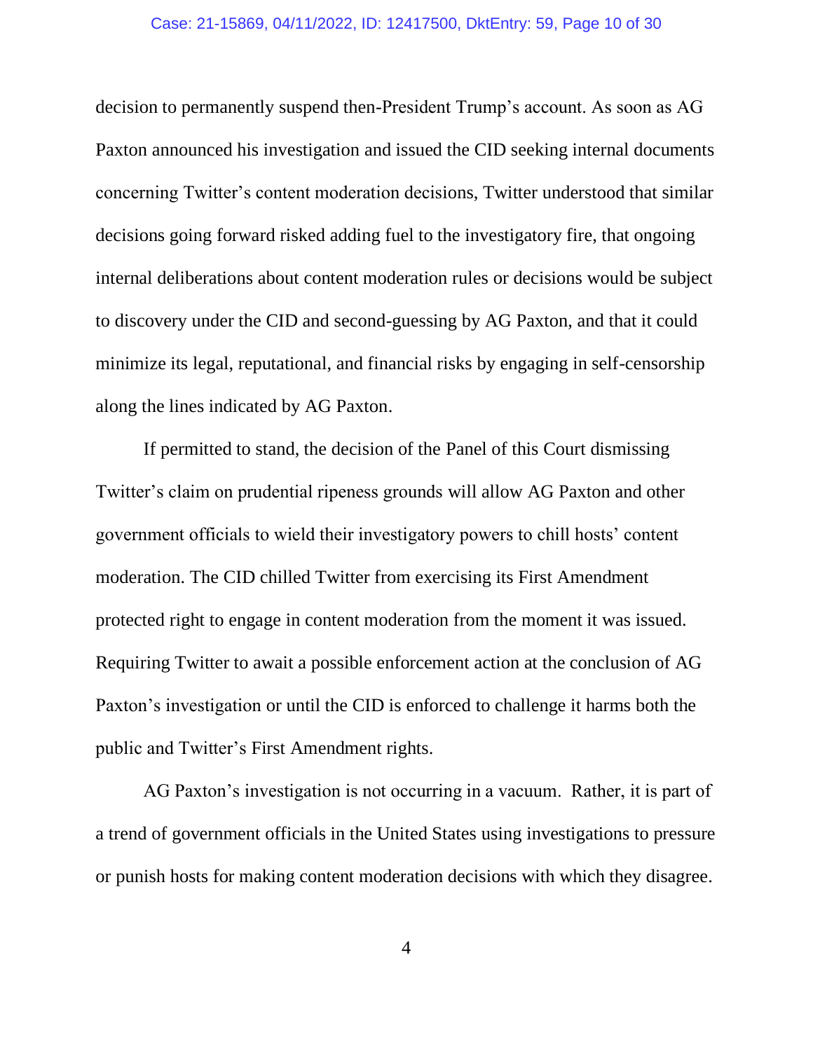decision to permanently suspend then-President Trump's account. As soon as AG Paxton announced his investigation and issued the CID seeking internal documents concerning Twitter's content moderation decisions, Twitter understood that similar decisions going forward risked adding fuel to the investigatory fire, that ongoing internal deliberations about content moderation rules or decisions would be subject to discovery under the CID and second-guessing by AG Paxton, and that it could minimize its legal, reputational, and financial risks by engaging in self-censorship along the lines indicated by AG Paxton.

If permitted to stand, the decision of the Panel of this Court dismissing Twitter's claim on prudential ripeness grounds will allow AG Paxton and other government officials to wield their investigatory powers to chill hosts' content moderation. The CID chilled Twitter from exercising its First Amendment protected right to engage in content moderation from the moment it was issued. Requiring Twitter to await a possible enforcement action at the conclusion of AG Paxton's investigation or until the CID is enforced to challenge it harms both the public and Twitter's First Amendment rights.

AG Paxton's investigation is not occurring in a vacuum. Rather, it is part of a trend of government officials in the United States using investigations to pressure or punish hosts for making content moderation decisions with which they disagree.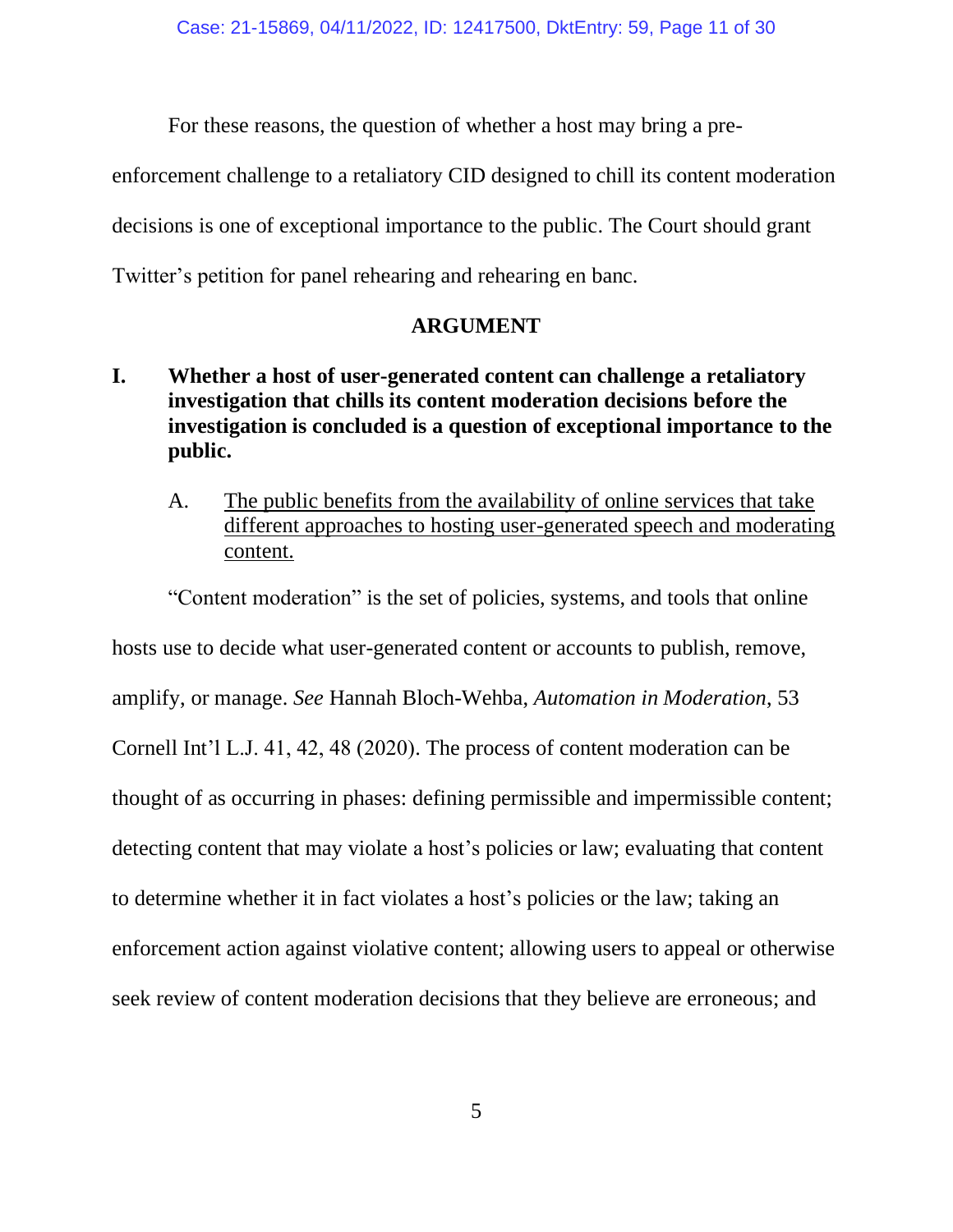For these reasons, the question of whether a host may bring a pre-enforcement challenge to a retaliatory CID designed to chill its content moderation decisions is one of exceptional importance to the public. The Court should grant Twitter's petition for panel rehearing and rehearing en banc.

## ARGUMENT

### I. Whether a host of user-generated content can challenge a retaliatory investigation that chills its content moderation decisions before the investigation is concluded is a question of exceptional importance to the public.

#### A. The public benefits from the availability of online services that take different approaches to hosting user-generated speech and moderating content.

"Content moderation" is the set of policies, systems, and tools that online hosts use to decide what user-generated content or accounts to publish, remove, amplify, or manage. *See* Hannah Bloch-Wehba, *Automation in Moderation*, 53 Cornell Int'l L.J. 41, 42, 48 (2020). The process of content moderation can be thought of as occurring in phases: defining permissible and impermissible content; detecting content that may violate a host's policies or law; evaluating that content to determine whether it in fact violates a host's policies or the law; taking an enforcement action against violative content; allowing users to appeal or otherwise seek review of content moderation decisions that they believe are erroneous; and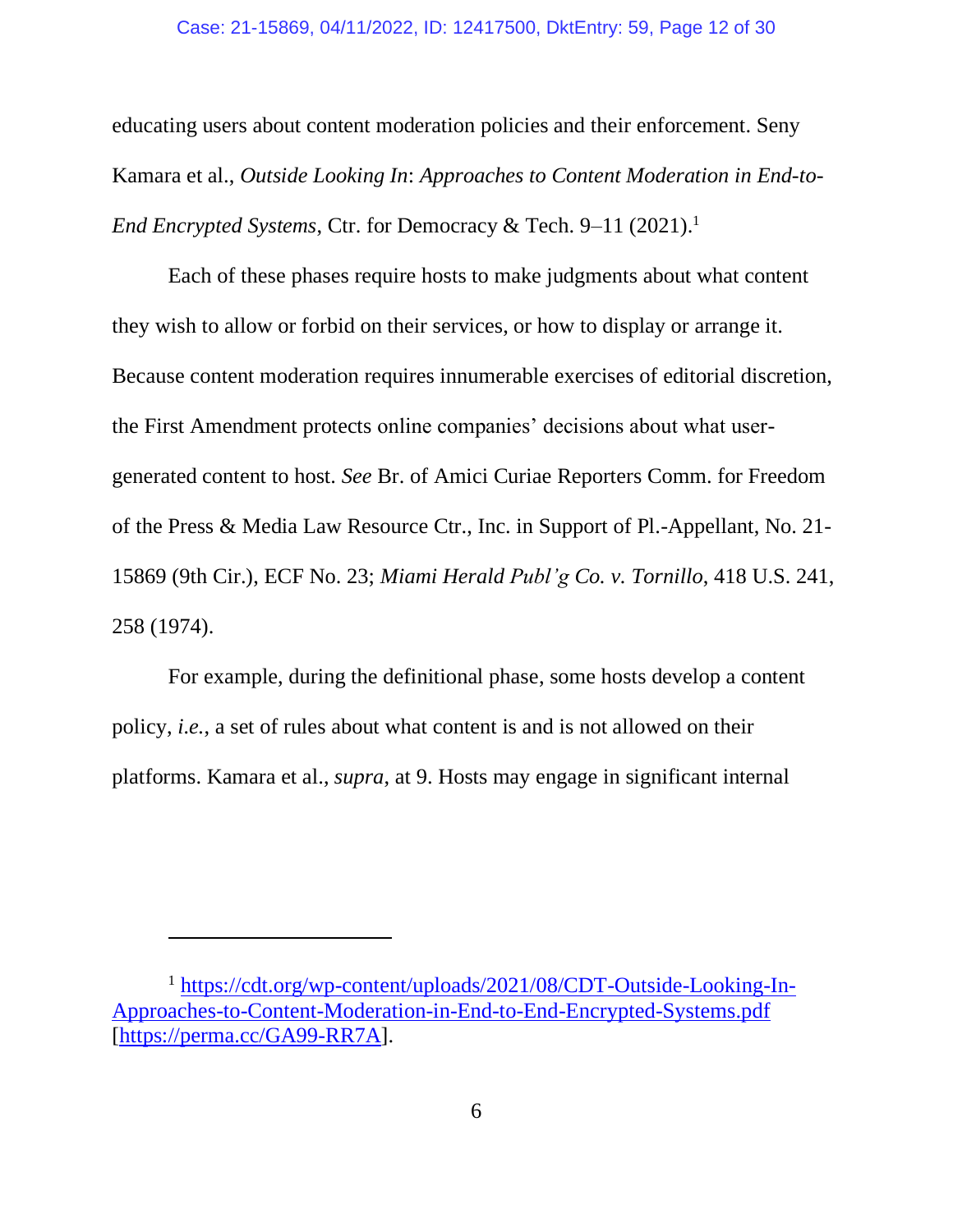educating users about content moderation policies and their enforcement. Seny Kamara et al., *Outside Looking In*: *Approaches to Content Moderation in End-to-End Encrypted Systems*, Ctr. for Democracy & Tech. 9–11 (2021).[1]

Each of these phases require hosts to make judgments about what content they wish to allow or forbid on their services, or how to display or arrange it. Because content moderation requires innumerable exercises of editorial discretion, the First Amendment protects online companies' decisions about what user-generated content to host. *See* Br. of Amici Curiae Reporters Comm. for Freedom of the Press & Media Law Resource Ctr., Inc. in Support of Pl.-Appellant, No. 21-15869 (9th Cir.), ECF No. 23; *Miami Herald Publ'g Co. v. Tornillo*, 418 U.S. 241, 258 (1974).

For example, during the definitional phase, some hosts develop a content policy, *i.e.*, a set of rules about what content is and is not allowed on their platforms. Kamara et al., *supra*, at 9. Hosts may engage in significant internal

---

[1] https://cdt.org/wp-content/uploads/2021/08/CDT-Outside-Looking-In-Approaches-to-Content-Moderation-in-End-to-End-Encrypted-Systems.pdf [https://perma.cc/GA99-RR7A].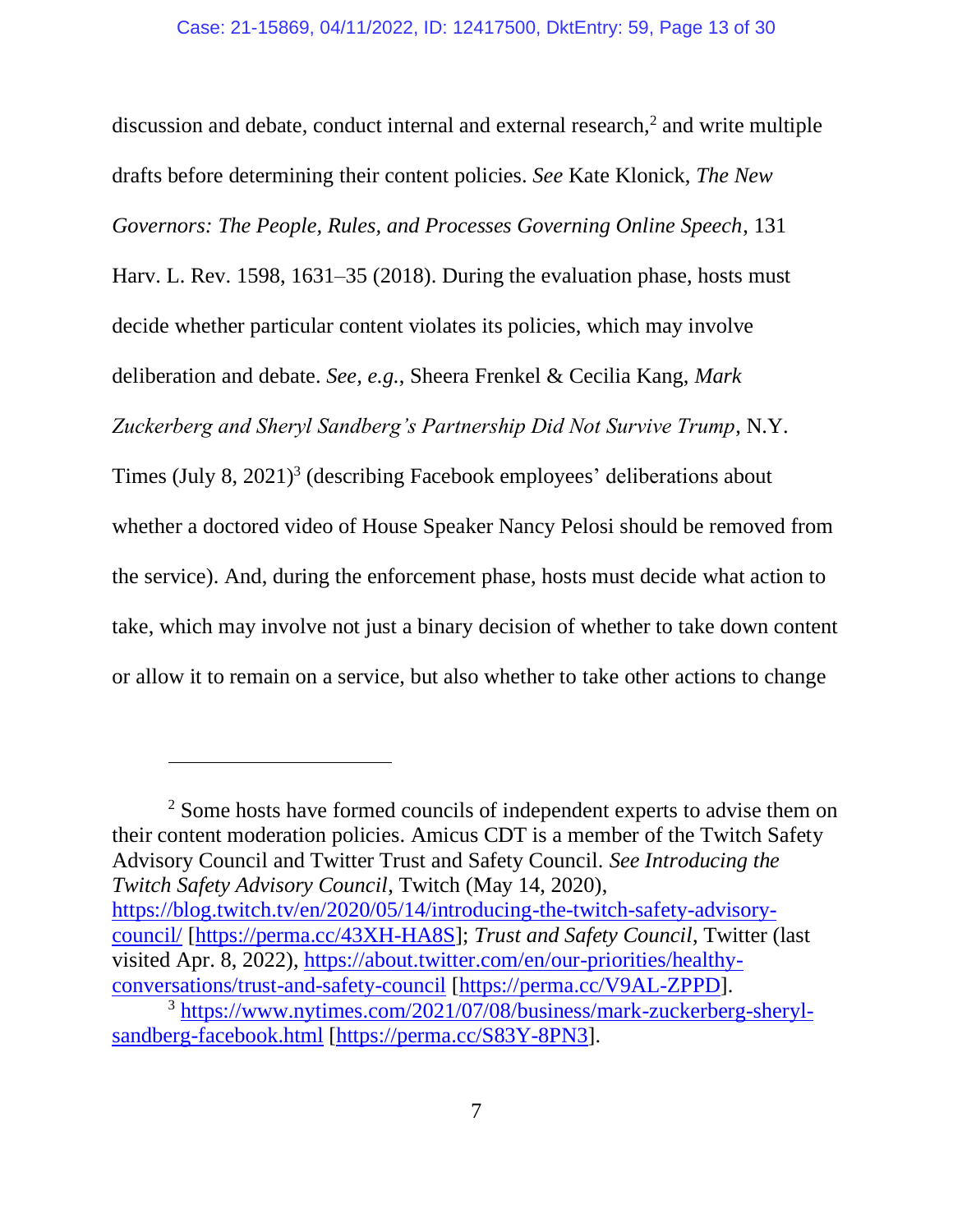discussion and debate, conduct internal and external research,[2] and write multiple drafts before determining their content policies. *See* Kate Klonick, *The New Governors: The People, Rules, and Processes Governing Online Speech*, 131 Harv. L. Rev. 1598, 1631–35 (2018). During the evaluation phase, hosts must decide whether particular content violates its policies, which may involve deliberation and debate. *See, e.g.*, Sheera Frenkel & Cecilia Kang, *Mark Zuckerberg and Sheryl Sandberg's Partnership Did Not Survive Trump*, N.Y. Times (July 8, 2021)[3] (describing Facebook employees' deliberations about whether a doctored video of House Speaker Nancy Pelosi should be removed from the service). And, during the enforcement phase, hosts must decide what action to take, which may involve not just a binary decision of whether to take down content or allow it to remain on a service, but also whether to take other actions to change

---

[2] Some hosts have formed councils of independent experts to advise them on their content moderation policies. Amicus CDT is a member of the Twitch Safety Advisory Council and Twitter Trust and Safety Council. *See Introducing the Twitch Safety Advisory Council*, Twitch (May 14, 2020), https://blog.twitch.tv/en/2020/05/14/introducing-the-twitch-safety-advisory-council/ [https://perma.cc/43XH-HA8S]; *Trust and Safety Council*, Twitter (last visited Apr. 8, 2022), https://about.twitter.com/en/our-priorities/healthy-conversations/trust-and-safety-council [https://perma.cc/V9AL-ZPPD].

[3] https://www.nytimes.com/2021/07/08/business/mark-zuckerberg-sheryl-sandberg-facebook.html [https://perma.cc/S83Y-8PN3].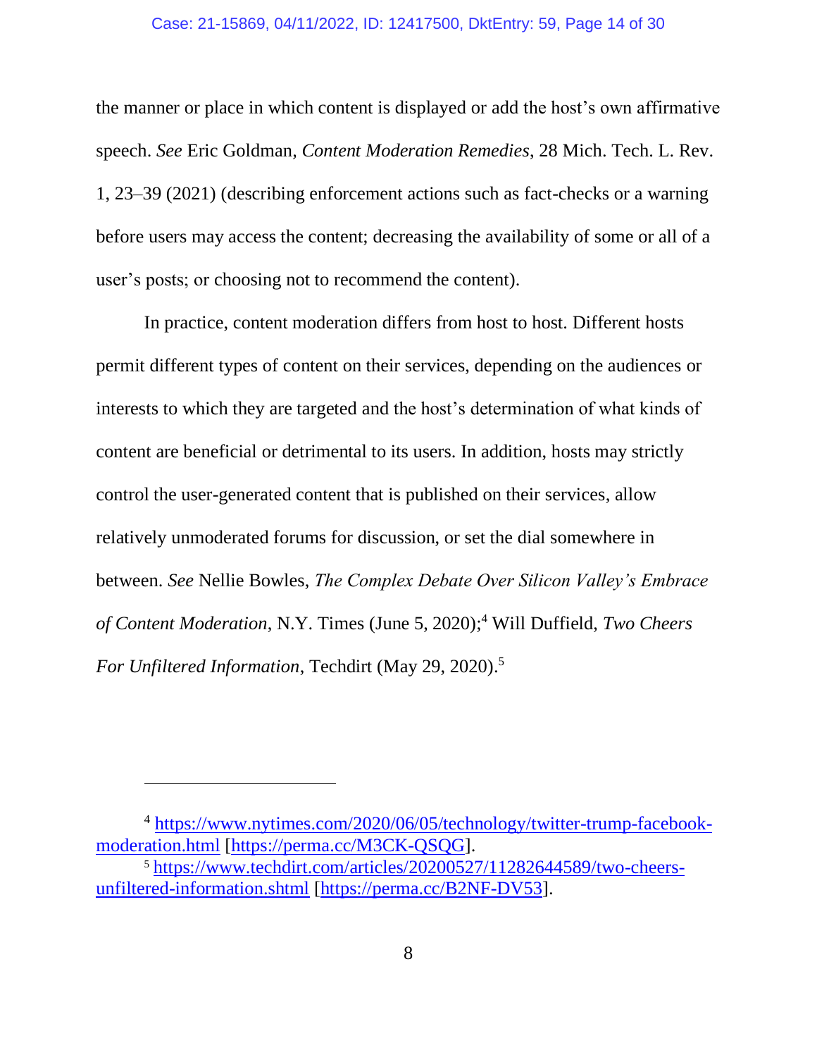the manner or place in which content is displayed or add the host's own affirmative speech. *See* Eric Goldman, *Content Moderation Remedies*, 28 Mich. Tech. L. Rev. 1, 23–39 (2021) (describing enforcement actions such as fact-checks or a warning before users may access the content; decreasing the availability of some or all of a user's posts; or choosing not to recommend the content).

In practice, content moderation differs from host to host. Different hosts permit different types of content on their services, depending on the audiences or interests to which they are targeted and the host's determination of what kinds of content are beneficial or detrimental to its users. In addition, hosts may strictly control the user-generated content that is published on their services, allow relatively unmoderated forums for discussion, or set the dial somewhere in between. *See* Nellie Bowles, *The Complex Debate Over Silicon Valley's Embrace of Content Moderation*, N.Y. Times (June 5, 2020);[4] Will Duffield, *Two Cheers For Unfiltered Information*, Techdirt (May 29, 2020).[5]

---

[4] https://www.nytimes.com/2020/06/05/technology/twitter-trump-facebook-moderation.html [https://perma.cc/M3CK-QSQG].

[5] https://www.techdirt.com/articles/20200527/11282644589/two-cheers-unfiltered-information.shtml [https://perma.cc/B2NF-DV53].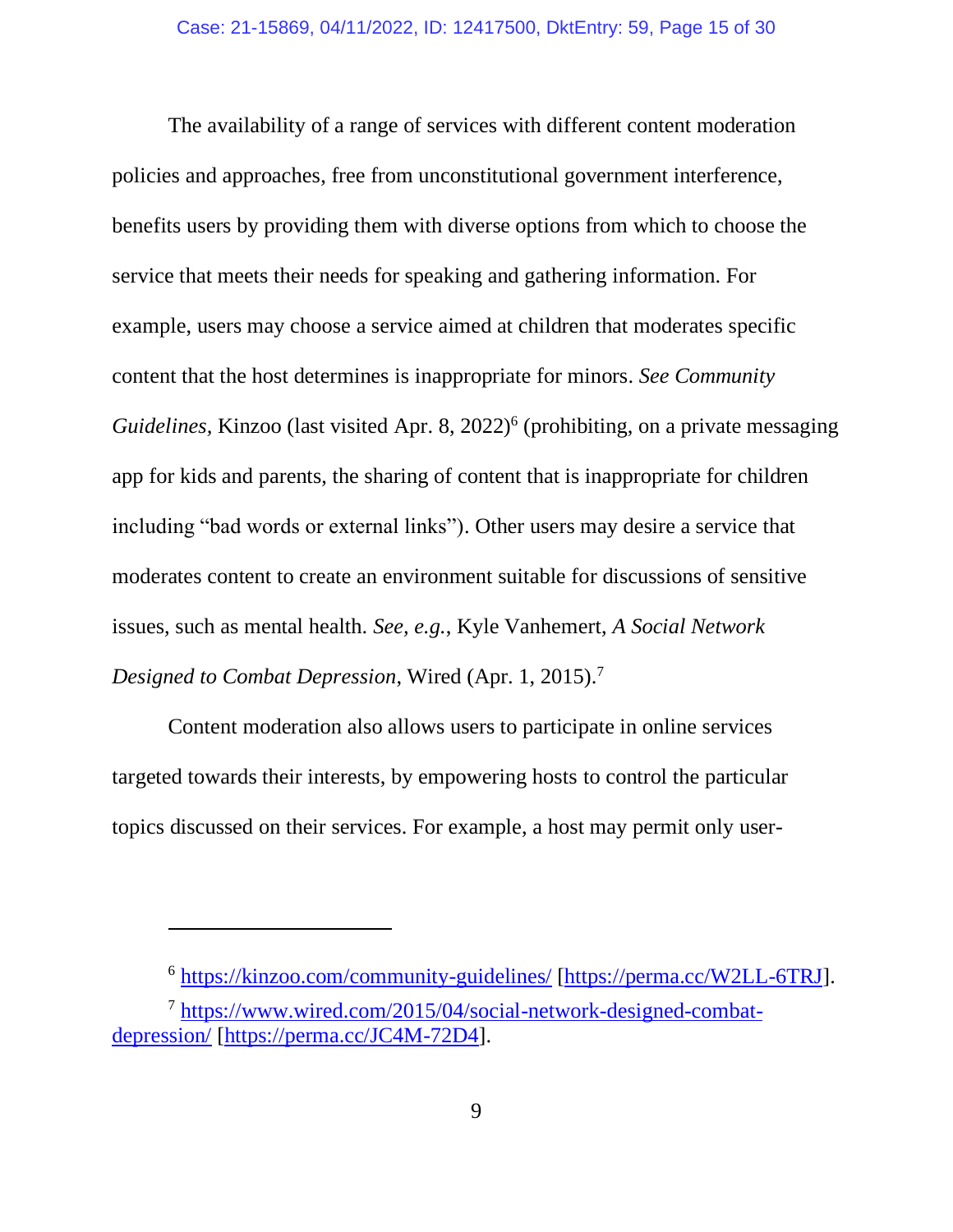The availability of a range of services with different content moderation policies and approaches, free from unconstitutional government interference, benefits users by providing them with diverse options from which to choose the service that meets their needs for speaking and gathering information. For example, users may choose a service aimed at children that moderates specific content that the host determines is inappropriate for minors. *See Community Guidelines*, Kinzoo (last visited Apr. 8, 2022)[6] (prohibiting, on a private messaging app for kids and parents, the sharing of content that is inappropriate for children including "bad words or external links"). Other users may desire a service that moderates content to create an environment suitable for discussions of sensitive issues, such as mental health. *See, e.g.*, Kyle Vanhemert, *A Social Network Designed to Combat Depression*, Wired (Apr. 1, 2015).[7]

Content moderation also allows users to participate in online services targeted towards their interests, by empowering hosts to control the particular topics discussed on their services. For example, a host may permit only user-

---

[6] https://kinzoo.com/community-guidelines/ [https://perma.cc/W2LL-6TRJ].

[7] https://www.wired.com/2015/04/social-network-designed-combat-depression/ [https://perma.cc/JC4M-72D4].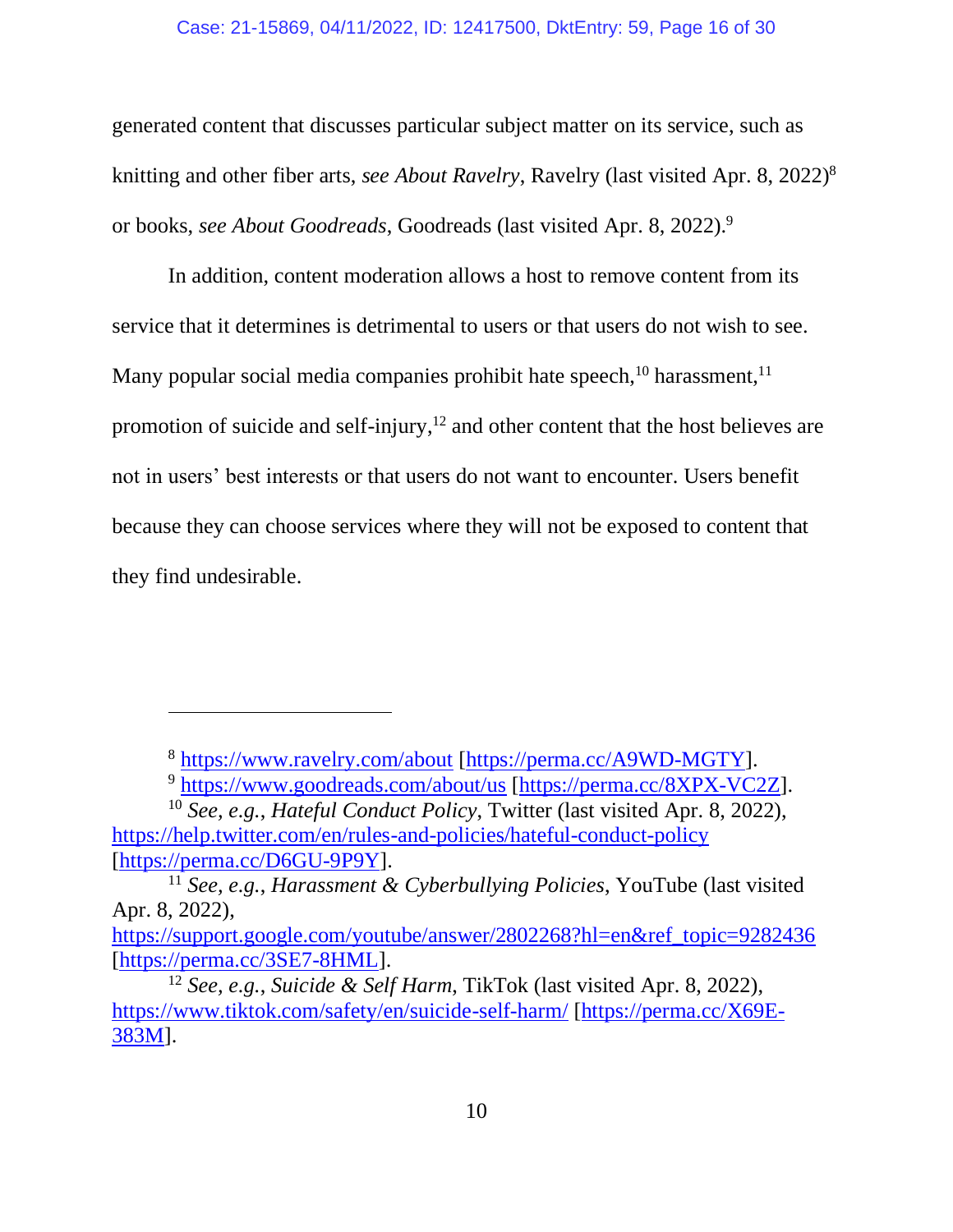generated content that discusses particular subject matter on its service, such as knitting and other fiber arts, *see About Ravelry*, Ravelry (last visited Apr. 8, 2022)[8] or books, *see About Goodreads*, Goodreads (last visited Apr. 8, 2022).[9]

In addition, content moderation allows a host to remove content from its service that it determines is detrimental to users or that users do not wish to see. Many popular social media companies prohibit hate speech,[10] harassment,[11] promotion of suicide and self-injury,[12] and other content that the host believes are not in users' best interests or that users do not want to encounter. Users benefit because they can choose services where they will not be exposed to content that they find undesirable.

---

[8] https://www.ravelry.com/about [https://perma.cc/A9WD-MGTY].

[9] https://www.goodreads.com/about/us [https://perma.cc/8XPX-VC2Z].

[10] *See, e.g.*, *Hateful Conduct Policy*, Twitter (last visited Apr. 8, 2022), https://help.twitter.com/en/rules-and-policies/hateful-conduct-policy [https://perma.cc/D6GU-9P9Y].

[11] *See, e.g.*, *Harassment & Cyberbullying Policies*, YouTube (last visited Apr. 8, 2022), https://support.google.com/youtube/answer/2802268?hl=en&ref_topic=9282436 [https://perma.cc/3SE7-8HML].

[12] *See, e.g.*, *Suicide & Self Harm*, TikTok (last visited Apr. 8, 2022), https://www.tiktok.com/safety/en/suicide-self-harm/ [https://perma.cc/X69E-383M].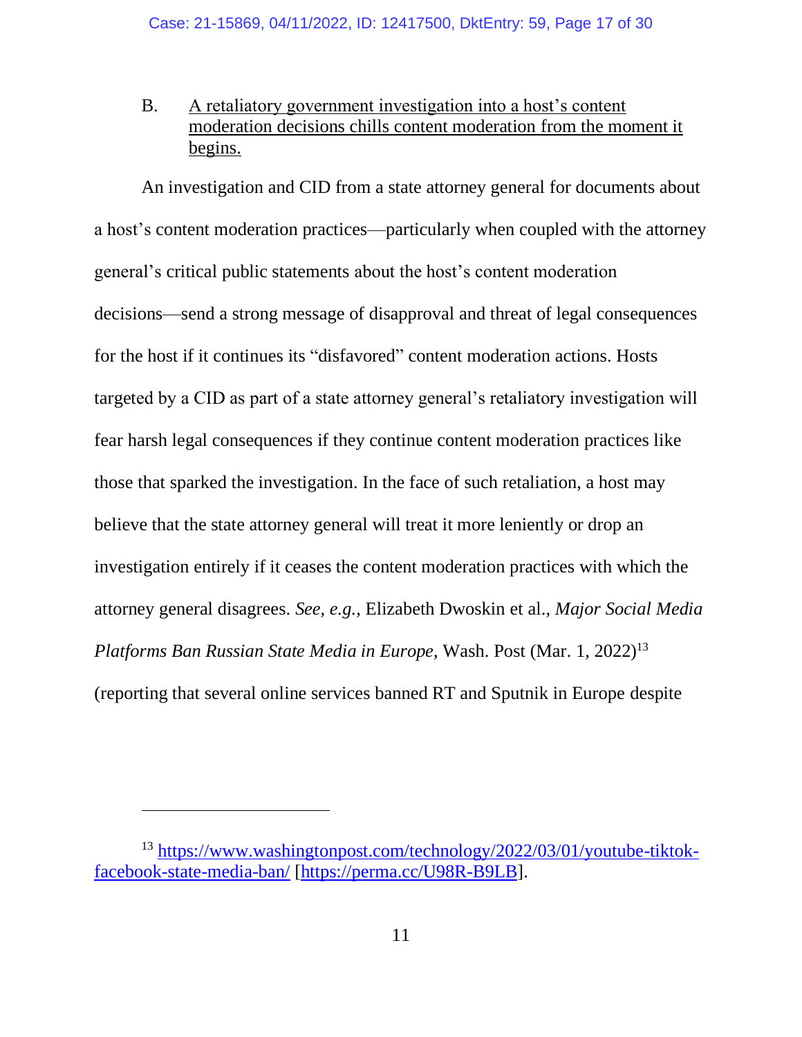B. A retaliatory government investigation into a host's content moderation decisions chills content moderation from the moment it begins.

An investigation and CID from a state attorney general for documents about a host's content moderation practices—particularly when coupled with the attorney general's critical public statements about the host's content moderation decisions—send a strong message of disapproval and threat of legal consequences for the host if it continues its "disfavored" content moderation actions. Hosts targeted by a CID as part of a state attorney general's retaliatory investigation will fear harsh legal consequences if they continue content moderation practices like those that sparked the investigation. In the face of such retaliation, a host may believe that the state attorney general will treat it more leniently or drop an investigation entirely if it ceases the content moderation practices with which the attorney general disagrees. *See, e.g.*, Elizabeth Dwoskin et al., *Major Social Media Platforms Ban Russian State Media in Europe*, Wash. Post (Mar. 1, 2022)[13] (reporting that several online services banned RT and Sputnik in Europe despite

[13] https://www.washingtonpost.com/technology/2022/03/01/youtube-tiktok-facebook-state-media-ban/ [https://perma.cc/U98R-B9LB].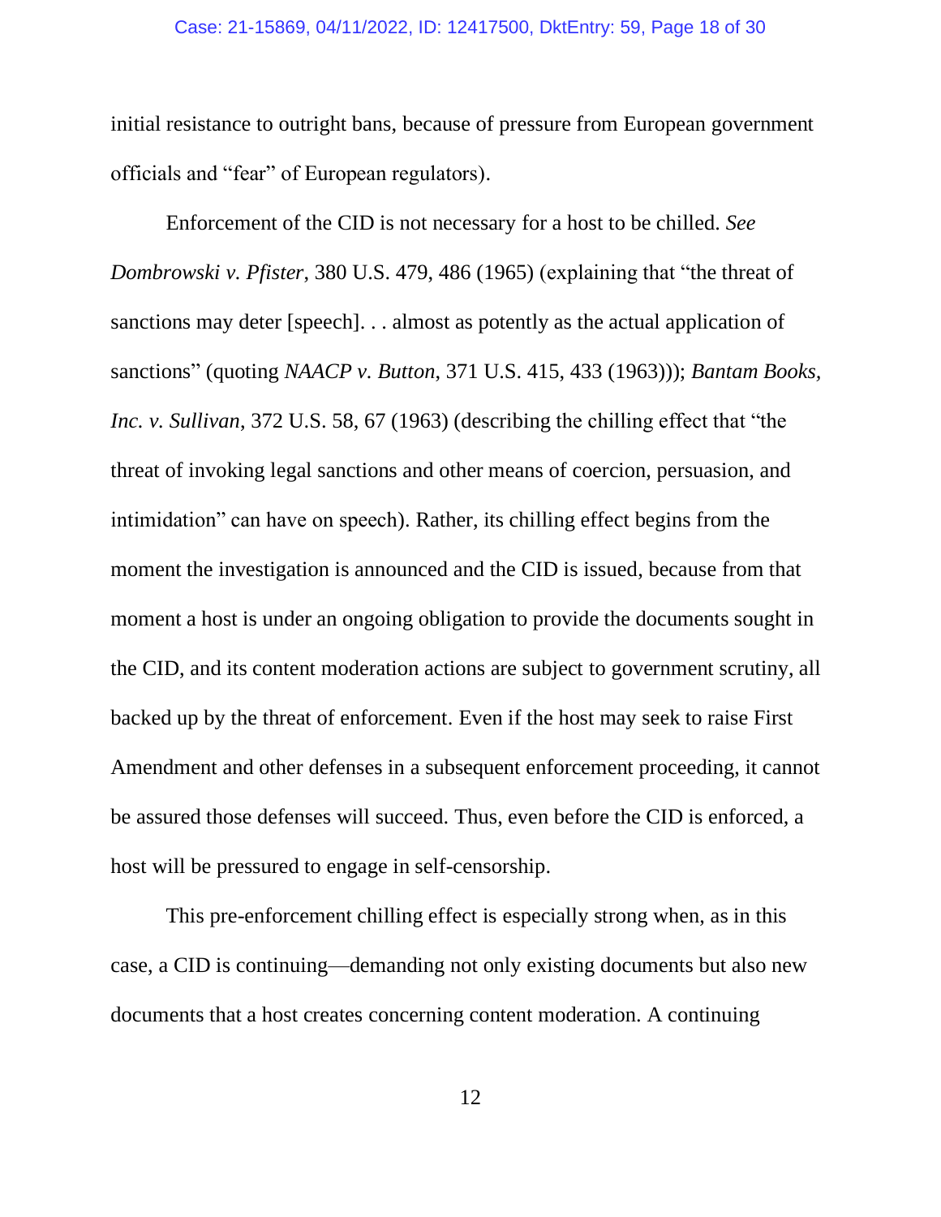initial resistance to outright bans, because of pressure from European government officials and "fear" of European regulators).

Enforcement of the CID is not necessary for a host to be chilled. *See Dombrowski v. Pfister*, 380 U.S. 479, 486 (1965) (explaining that "the threat of sanctions may deter [speech]. . . almost as potently as the actual application of sanctions" (quoting *NAACP v. Button*, 371 U.S. 415, 433 (1963))); *Bantam Books, Inc. v. Sullivan*, 372 U.S. 58, 67 (1963) (describing the chilling effect that "the threat of invoking legal sanctions and other means of coercion, persuasion, and intimidation" can have on speech). Rather, its chilling effect begins from the moment the investigation is announced and the CID is issued, because from that moment a host is under an ongoing obligation to provide the documents sought in the CID, and its content moderation actions are subject to government scrutiny, all backed up by the threat of enforcement. Even if the host may seek to raise First Amendment and other defenses in a subsequent enforcement proceeding, it cannot be assured those defenses will succeed. Thus, even before the CID is enforced, a host will be pressured to engage in self-censorship.

This pre-enforcement chilling effect is especially strong when, as in this case, a CID is continuing—demanding not only existing documents but also new documents that a host creates concerning content moderation. A continuing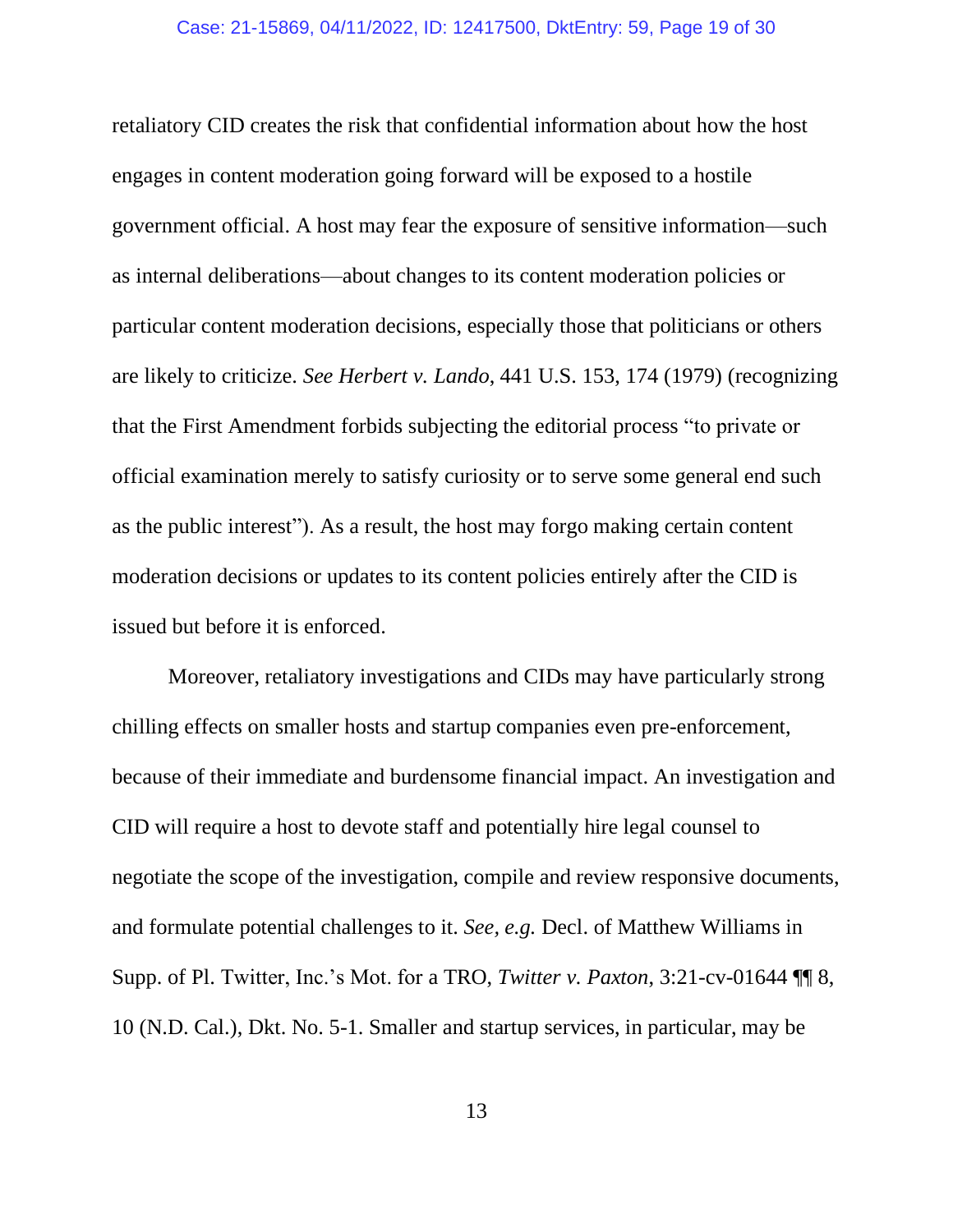retaliatory CID creates the risk that confidential information about how the host engages in content moderation going forward will be exposed to a hostile government official. A host may fear the exposure of sensitive information—such as internal deliberations—about changes to its content moderation policies or particular content moderation decisions, especially those that politicians or others are likely to criticize. *See Herbert v. Lando*, 441 U.S. 153, 174 (1979) (recognizing that the First Amendment forbids subjecting the editorial process "to private or official examination merely to satisfy curiosity or to serve some general end such as the public interest"). As a result, the host may forgo making certain content moderation decisions or updates to its content policies entirely after the CID is issued but before it is enforced.

Moreover, retaliatory investigations and CIDs may have particularly strong chilling effects on smaller hosts and startup companies even pre-enforcement, because of their immediate and burdensome financial impact. An investigation and CID will require a host to devote staff and potentially hire legal counsel to negotiate the scope of the investigation, compile and review responsive documents, and formulate potential challenges to it. *See, e.g.* Decl. of Matthew Williams in Supp. of Pl. Twitter, Inc.'s Mot. for a TRO, *Twitter v. Paxton*, 3:21-cv-01644 ¶¶ 8, 10 (N.D. Cal.), Dkt. No. 5-1. Smaller and startup services, in particular, may be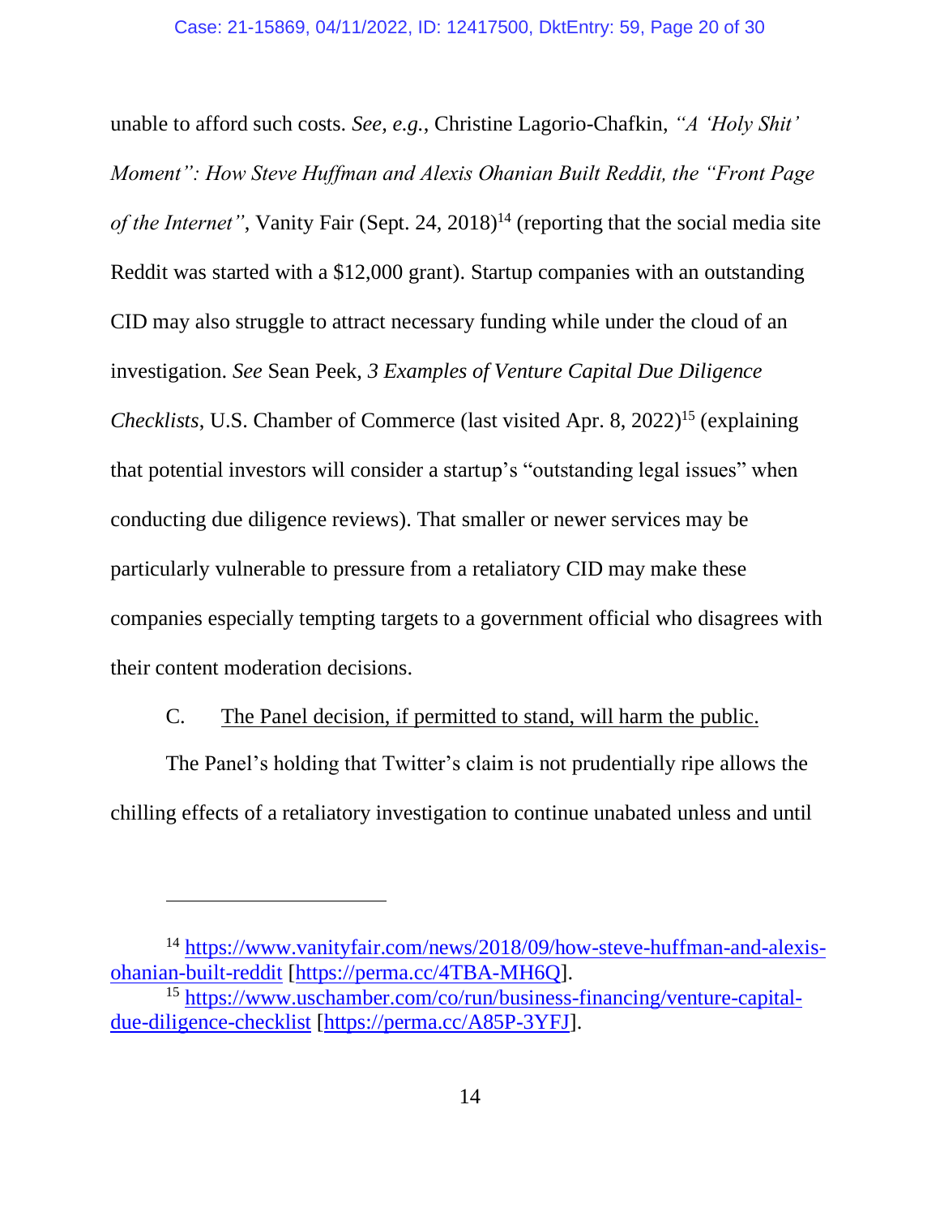unable to afford such costs. *See, e.g.*, Christine Lagorio-Chafkin, *"A 'Holy Shit' Moment": How Steve Huffman and Alexis Ohanian Built Reddit, the "Front Page of the Internet"*, Vanity Fair (Sept. 24, 2018)[14] (reporting that the social media site Reddit was started with a $12,000 grant). Startup companies with an outstanding CID may also struggle to attract necessary funding while under the cloud of an investigation. *See* Sean Peek, *3 Examples of Venture Capital Due Diligence Checklists*, U.S. Chamber of Commerce (last visited Apr. 8, 2022)[15] (explaining that potential investors will consider a startup's "outstanding legal issues" when conducting due diligence reviews). That smaller or newer services may be particularly vulnerable to pressure from a retaliatory CID may make these companies especially tempting targets to a government official who disagrees with their content moderation decisions.

C. <u>The Panel decision, if permitted to stand, will harm the public.</u>

The Panel's holding that Twitter's claim is not prudentially ripe allows the chilling effects of a retaliatory investigation to continue unabated unless and until

---

[14] https://www.vanityfair.com/news/2018/09/how-steve-huffman-and-alexis-ohanian-built-reddit [https://perma.cc/4TBA-MH6Q].

[15] https://www.uschamber.com/co/run/business-financing/venture-capital-due-diligence-checklist [https://perma.cc/A85P-3YFJ].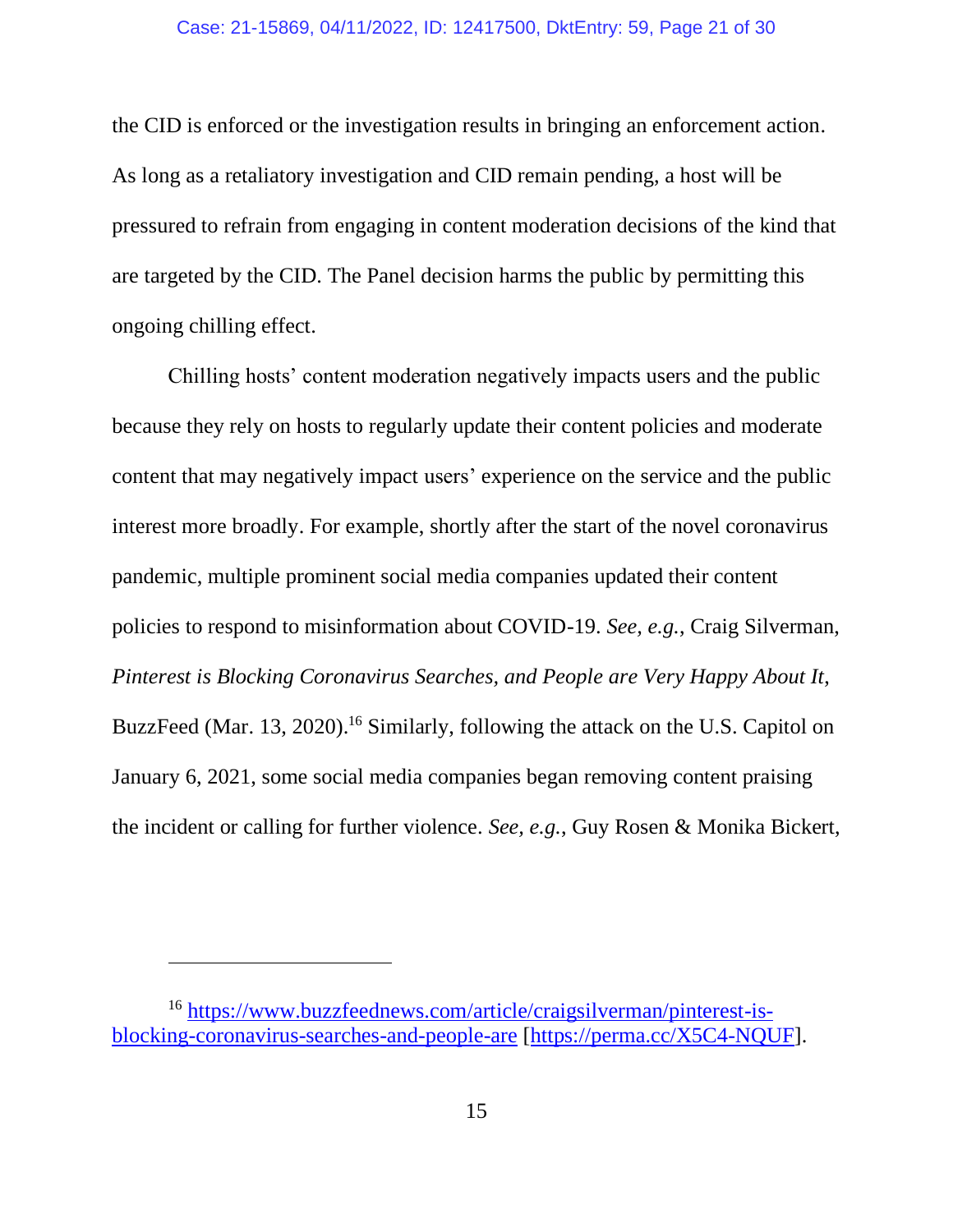the CID is enforced or the investigation results in bringing an enforcement action. As long as a retaliatory investigation and CID remain pending, a host will be pressured to refrain from engaging in content moderation decisions of the kind that are targeted by the CID. The Panel decision harms the public by permitting this ongoing chilling effect.

Chilling hosts' content moderation negatively impacts users and the public because they rely on hosts to regularly update their content policies and moderate content that may negatively impact users' experience on the service and the public interest more broadly. For example, shortly after the start of the novel coronavirus pandemic, multiple prominent social media companies updated their content policies to respond to misinformation about COVID-19. *See, e.g.*, Craig Silverman, *Pinterest is Blocking Coronavirus Searches, and People are Very Happy About It*, BuzzFeed (Mar. 13, 2020).[16] Similarly, following the attack on the U.S. Capitol on January 6, 2021, some social media companies began removing content praising the incident or calling for further violence. *See, e.g.*, Guy Rosen & Monika Bickert,

---

[16] https://www.buzzfeednews.com/article/craigsilverman/pinterest-is-blocking-coronavirus-searches-and-people-are [https://perma.cc/X5C4-NQUF].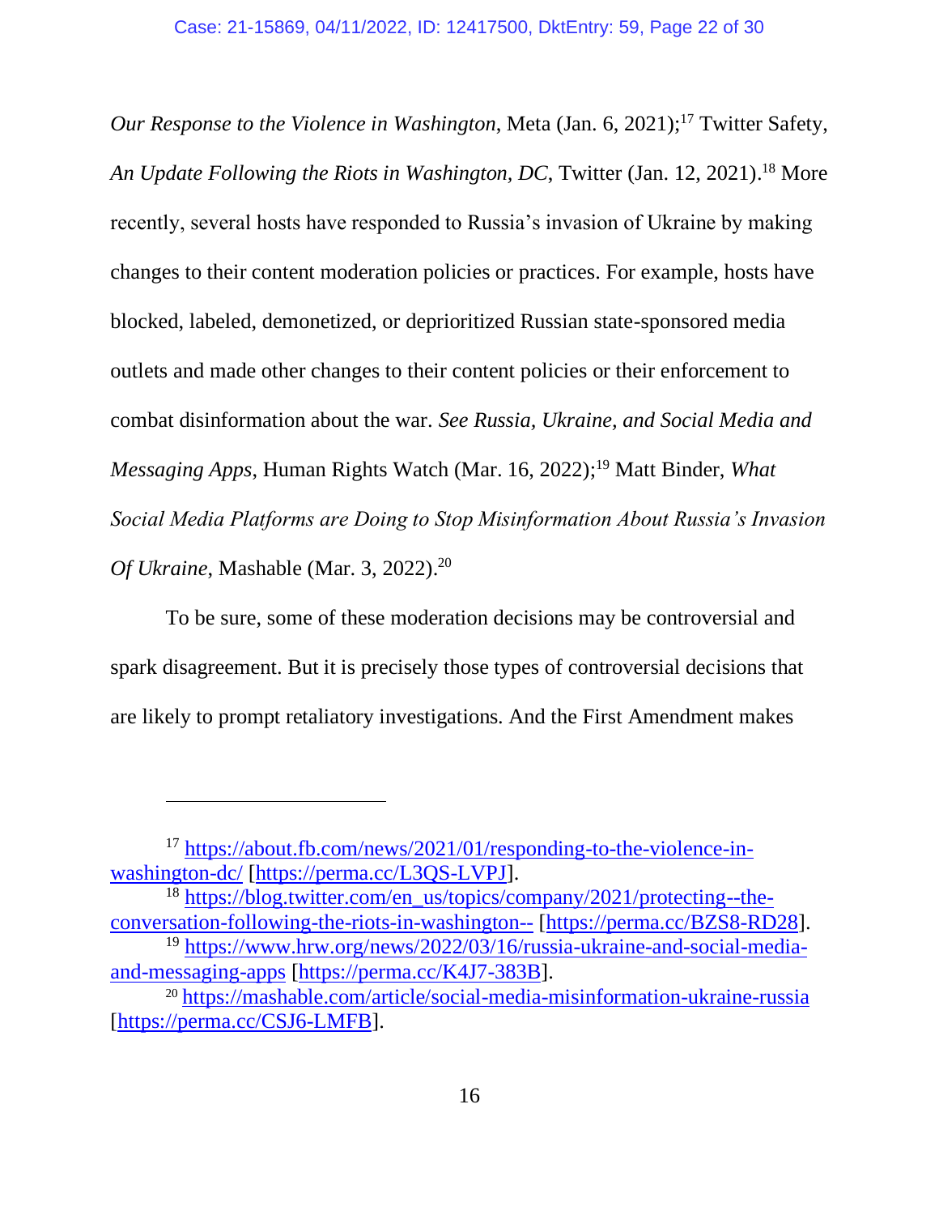*Our Response to the Violence in Washington*, Meta (Jan. 6, 2021);[17] Twitter Safety, *An Update Following the Riots in Washington, DC*, Twitter (Jan. 12, 2021).[18] More recently, several hosts have responded to Russia's invasion of Ukraine by making changes to their content moderation policies or practices. For example, hosts have blocked, labeled, demonetized, or deprioritized Russian state-sponsored media outlets and made other changes to their content policies or their enforcement to combat disinformation about the war. *See Russia, Ukraine, and Social Media and Messaging Apps*, Human Rights Watch (Mar. 16, 2022);[19] Matt Binder, *What Social Media Platforms are Doing to Stop Misinformation About Russia's Invasion Of Ukraine*, Mashable (Mar. 3, 2022).[20]

To be sure, some of these moderation decisions may be controversial and spark disagreement. But it is precisely those types of controversial decisions that are likely to prompt retaliatory investigations. And the First Amendment makes

---

[17] https://about.fb.com/news/2021/01/responding-to-the-violence-in-washington-dc/ [https://perma.cc/L3QS-LVPJ].

[18] https://blog.twitter.com/en_us/topics/company/2021/protecting--the-conversation-following-the-riots-in-washington-- [https://perma.cc/BZS8-RD28].

[19] https://www.hrw.org/news/2022/03/16/russia-ukraine-and-social-media-and-messaging-apps [https://perma.cc/K4J7-383B].

[20] https://mashable.com/article/social-media-misinformation-ukraine-russia [https://perma.cc/CSJ6-LMFB].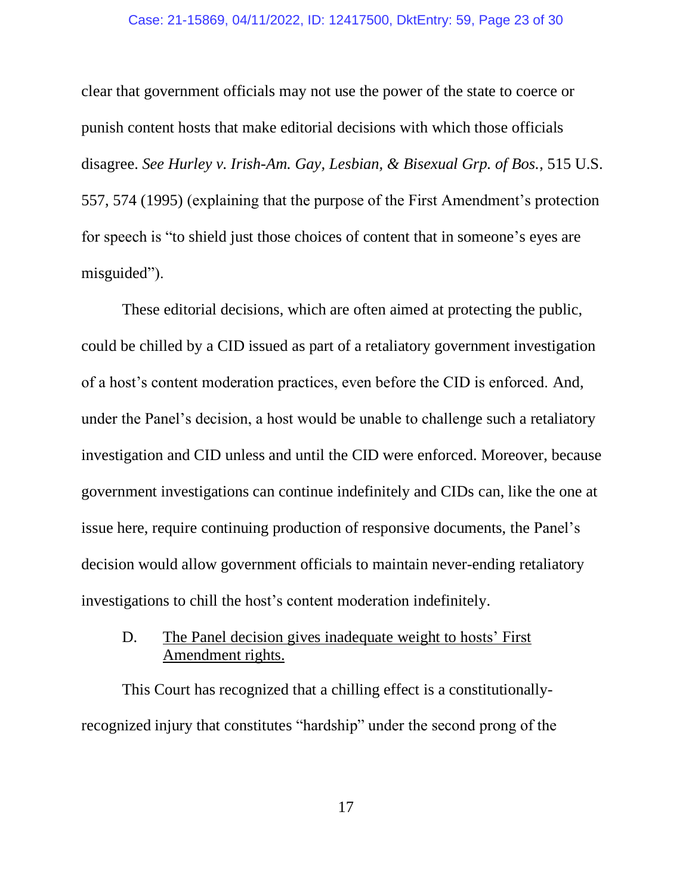clear that government officials may not use the power of the state to coerce or punish content hosts that make editorial decisions with which those officials disagree. *See Hurley v. Irish-Am. Gay, Lesbian, & Bisexual Grp. of Bos.*, 515 U.S. 557, 574 (1995) (explaining that the purpose of the First Amendment's protection for speech is "to shield just those choices of content that in someone's eyes are misguided").

These editorial decisions, which are often aimed at protecting the public, could be chilled by a CID issued as part of a retaliatory government investigation of a host's content moderation practices, even before the CID is enforced. And, under the Panel's decision, a host would be unable to challenge such a retaliatory investigation and CID unless and until the CID were enforced. Moreover, because government investigations can continue indefinitely and CIDs can, like the one at issue here, require continuing production of responsive documents, the Panel's decision would allow government officials to maintain never-ending retaliatory investigations to chill the host's content moderation indefinitely.

### D. The Panel decision gives inadequate weight to hosts' First Amendment rights.

This Court has recognized that a chilling effect is a constitutionally-recognized injury that constitutes "hardship" under the second prong of the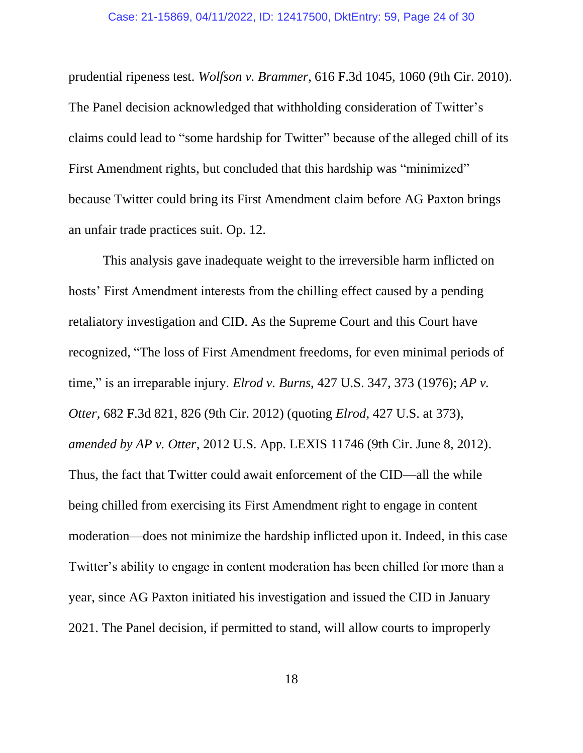prudential ripeness test. *Wolfson v. Brammer*, 616 F.3d 1045, 1060 (9th Cir. 2010). The Panel decision acknowledged that withholding consideration of Twitter's claims could lead to "some hardship for Twitter" because of the alleged chill of its First Amendment rights, but concluded that this hardship was "minimized" because Twitter could bring its First Amendment claim before AG Paxton brings an unfair trade practices suit. Op. 12.

This analysis gave inadequate weight to the irreversible harm inflicted on hosts' First Amendment interests from the chilling effect caused by a pending retaliatory investigation and CID. As the Supreme Court and this Court have recognized, "The loss of First Amendment freedoms, for even minimal periods of time," is an irreparable injury. *Elrod v. Burns*, 427 U.S. 347, 373 (1976); *AP v. Otter*, 682 F.3d 821, 826 (9th Cir. 2012) (quoting *Elrod*, 427 U.S. at 373), *amended by AP v. Otter*, 2012 U.S. App. LEXIS 11746 (9th Cir. June 8, 2012). Thus, the fact that Twitter could await enforcement of the CID—all the while being chilled from exercising its First Amendment right to engage in content moderation—does not minimize the hardship inflicted upon it. Indeed, in this case Twitter's ability to engage in content moderation has been chilled for more than a year, since AG Paxton initiated his investigation and issued the CID in January 2021. The Panel decision, if permitted to stand, will allow courts to improperly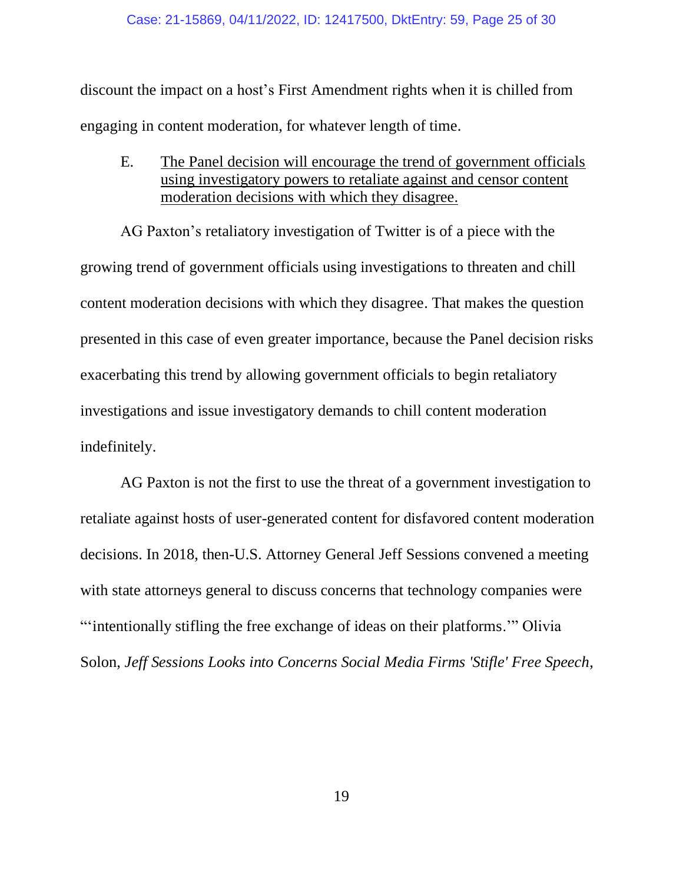discount the impact on a host's First Amendment rights when it is chilled from engaging in content moderation, for whatever length of time.

E. <u>The Panel decision will encourage the trend of government officials using investigatory powers to retaliate against and censor content moderation decisions with which they disagree.</u>

AG Paxton's retaliatory investigation of Twitter is of a piece with the growing trend of government officials using investigations to threaten and chill content moderation decisions with which they disagree. That makes the question presented in this case of even greater importance, because the Panel decision risks exacerbating this trend by allowing government officials to begin retaliatory investigations and issue investigatory demands to chill content moderation indefinitely.

AG Paxton is not the first to use the threat of a government investigation to retaliate against hosts of user-generated content for disfavored content moderation decisions. In 2018, then-U.S. Attorney General Jeff Sessions convened a meeting with state attorneys general to discuss concerns that technology companies were "'intentionally stifling the free exchange of ideas on their platforms.'" Olivia Solon, *Jeff Sessions Looks into Concerns Social Media Firms 'Stifle' Free Speech*,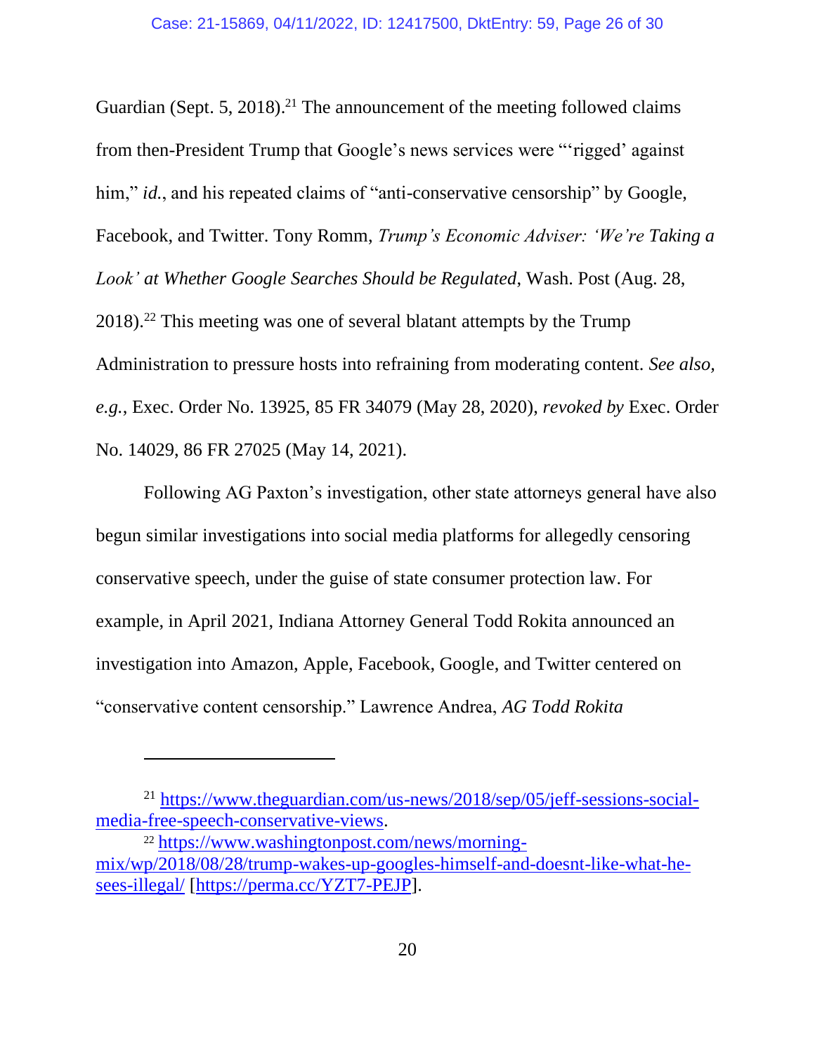Guardian (Sept. 5, 2018).[21] The announcement of the meeting followed claims from then-President Trump that Google's news services were "'rigged' against him," *id.*, and his repeated claims of "anti-conservative censorship" by Google, Facebook, and Twitter. Tony Romm, *Trump's Economic Adviser: 'We're Taking a Look' at Whether Google Searches Should be Regulated*, Wash. Post (Aug. 28, 2018).[22] This meeting was one of several blatant attempts by the Trump Administration to pressure hosts into refraining from moderating content. *See also, e.g.*, Exec. Order No. 13925, 85 FR 34079 (May 28, 2020), *revoked by* Exec. Order No. 14029, 86 FR 27025 (May 14, 2021).

Following AG Paxton's investigation, other state attorneys general have also begun similar investigations into social media platforms for allegedly censoring conservative speech, under the guise of state consumer protection law. For example, in April 2021, Indiana Attorney General Todd Rokita announced an investigation into Amazon, Apple, Facebook, Google, and Twitter centered on "conservative content censorship." Lawrence Andrea, *AG Todd Rokita*

---

[21] https://www.theguardian.com/us-news/2018/sep/05/jeff-sessions-social-media-free-speech-conservative-views.

[22] https://www.washingtonpost.com/news/morning-mix/wp/2018/08/28/trump-wakes-up-googles-himself-and-doesnt-like-what-he-sees-illegal/ [https://perma.cc/YZT7-PEJP].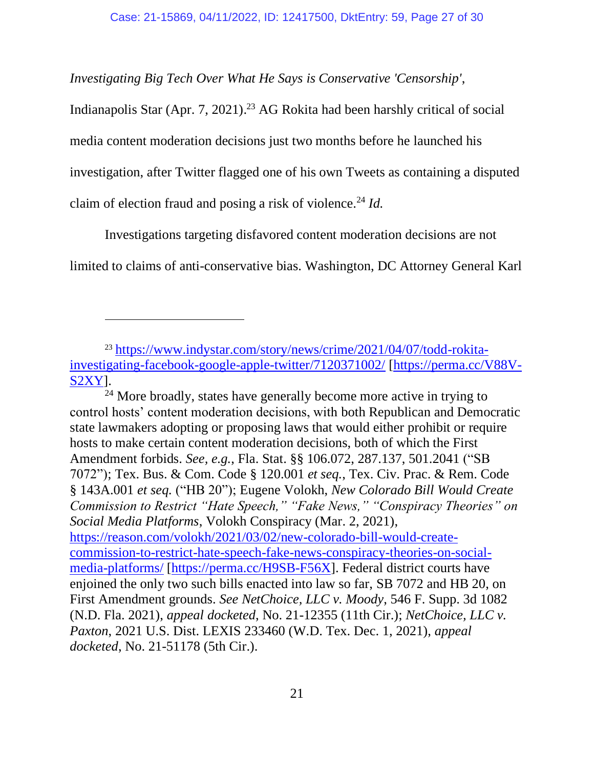*Investigating Big Tech Over What He Says is Conservative 'Censorship'*, Indianapolis Star (Apr. 7, 2021).[23] AG Rokita had been harshly critical of social media content moderation decisions just two months before he launched his investigation, after Twitter flagged one of his own Tweets as containing a disputed claim of election fraud and posing a risk of violence.[24] *Id.*

Investigations targeting disfavored content moderation decisions are not limited to claims of anti-conservative bias. Washington, DC Attorney General Karl

---

[23] https://www.indystar.com/story/news/crime/2021/04/07/todd-rokita-investigating-facebook-google-apple-twitter/7120371002/ [https://perma.cc/V88V-S2XY].

[24] More broadly, states have generally become more active in trying to control hosts' content moderation decisions, with both Republican and Democratic state lawmakers adopting or proposing laws that would either prohibit or require hosts to make certain content moderation decisions, both of which the First Amendment forbids. *See, e.g.*, Fla. Stat. §§ 106.072, 287.137, 501.2041 ("SB 7072"); Tex. Bus. & Com. Code § 120.001 *et seq.*, Tex. Civ. Prac. & Rem. Code § 143A.001 *et seq.* ("HB 20"); Eugene Volokh, *New Colorado Bill Would Create Commission to Restrict "Hate Speech," "Fake News," "Conspiracy Theories" on Social Media Platforms*, Volokh Conspiracy (Mar. 2, 2021), https://reason.com/volokh/2021/03/02/new-colorado-bill-would-create-commission-to-restrict-hate-speech-fake-news-conspiracy-theories-on-social-media-platforms/ [https://perma.cc/H9SB-F56X]. Federal district courts have enjoined the only two such bills enacted into law so far, SB 7072 and HB 20, on First Amendment grounds. *See NetChoice, LLC v. Moody*, 546 F. Supp. 3d 1082 (N.D. Fla. 2021), *appeal docketed*, No. 21-12355 (11th Cir.); *NetChoice, LLC v. Paxton*, 2021 U.S. Dist. LEXIS 233460 (W.D. Tex. Dec. 1, 2021), *appeal docketed*, No. 21-51178 (5th Cir.).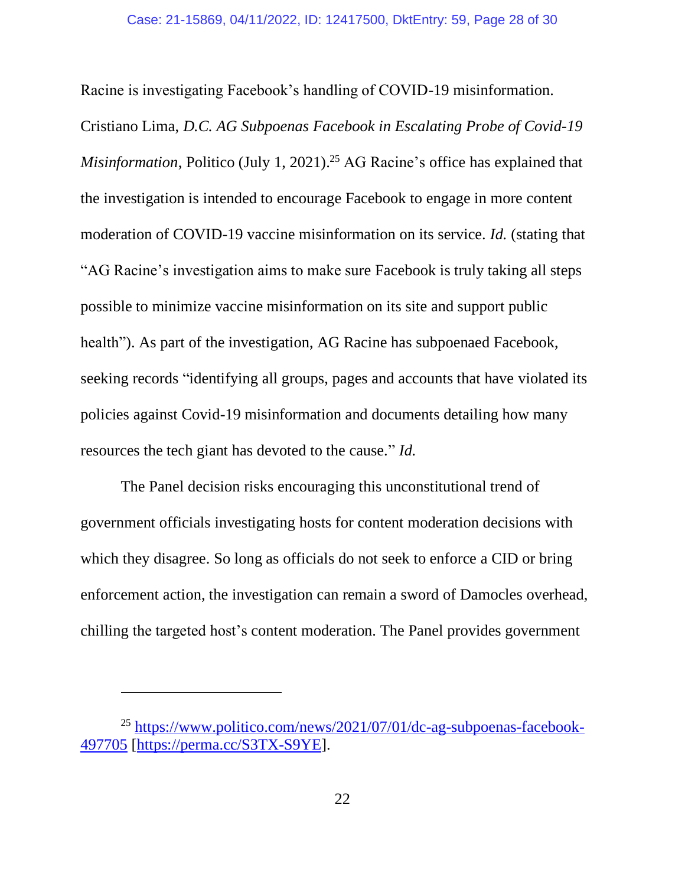Racine is investigating Facebook's handling of COVID-19 misinformation. Cristiano Lima, *D.C. AG Subpoenas Facebook in Escalating Probe of Covid-19 Misinformation*, Politico (July 1, 2021).[25] AG Racine's office has explained that the investigation is intended to encourage Facebook to engage in more content moderation of COVID-19 vaccine misinformation on its service. *Id.* (stating that "AG Racine's investigation aims to make sure Facebook is truly taking all steps possible to minimize vaccine misinformation on its site and support public health"). As part of the investigation, AG Racine has subpoenaed Facebook, seeking records "identifying all groups, pages and accounts that have violated its policies against Covid-19 misinformation and documents detailing how many resources the tech giant has devoted to the cause." *Id.*

The Panel decision risks encouraging this unconstitutional trend of government officials investigating hosts for content moderation decisions with which they disagree. So long as officials do not seek to enforce a CID or bring enforcement action, the investigation can remain a sword of Damocles overhead, chilling the targeted host's content moderation. The Panel provides government

---

[25] https://www.politico.com/news/2021/07/01/dc-ag-subpoenas-facebook-497705 [https://perma.cc/S3TX-S9YE].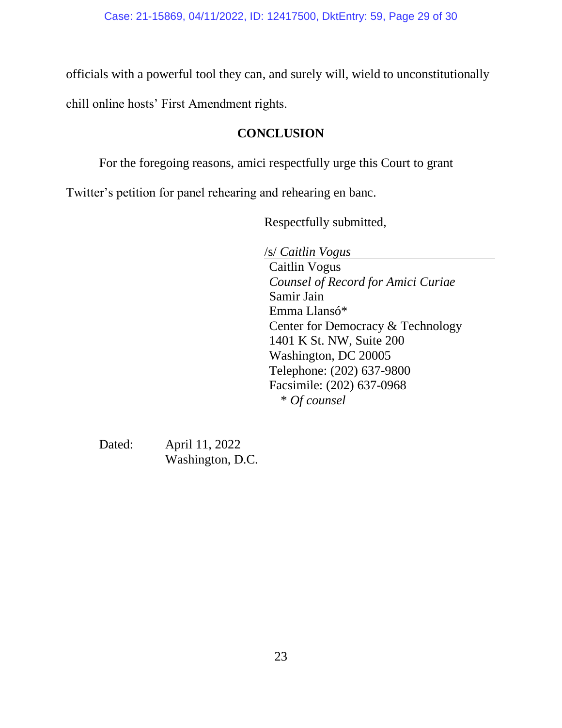officials with a powerful tool they can, and surely will, wield to unconstitutionally chill online hosts' First Amendment rights.

## CONCLUSION

For the foregoing reasons, amici respectfully urge this Court to grant Twitter's petition for panel rehearing and rehearing en banc.

Respectfully submitted,

/s/ *Caitlin Vogus*
Caitlin Vogus
*Counsel of Record for Amici Curiae*
Samir Jain
Emma Llansó*
Center for Democracy & Technology
1401 K St. NW, Suite 200
Washington, DC 20005
Telephone: (202) 637-9800
Facsimile: (202) 637-0968
\* *Of counsel*

Dated: April 11, 2022
Washington, D.C.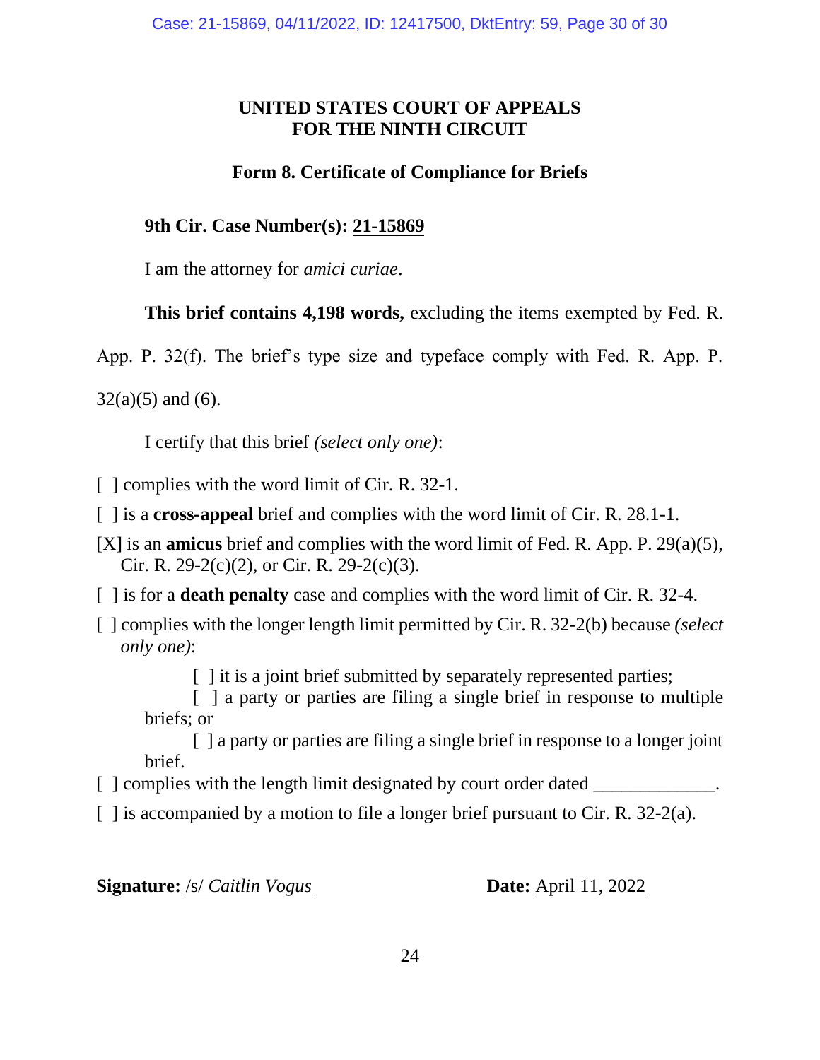**UNITED STATES COURT OF APPEALS**
**FOR THE NINTH CIRCUIT**

**Form 8. Certificate of Compliance for Briefs**

**9th Cir. Case Number(s): 21-15869**

I am the attorney for *amici curiae*.

**This brief contains 4,198 words,** excluding the items exempted by Fed. R. App. P. 32(f). The brief's type size and typeface comply with Fed. R. App. P. 32(a)(5) and (6).

I certify that this brief *(select only one)*:

[ ] complies with the word limit of Cir. R. 32-1.

[ ] is a **cross-appeal** brief and complies with the word limit of Cir. R. 28.1-1.

[X] is an **amicus** brief and complies with the word limit of Fed. R. App. P. 29(a)(5), Cir. R. 29-2(c)(2), or Cir. R. 29-2(c)(3).

[ ] is for a **death penalty** case and complies with the word limit of Cir. R. 32-4.

[ ] complies with the longer length limit permitted by Cir. R. 32-2(b) because *(select only one)*:

[ ] it is a joint brief submitted by separately represented parties;
[ ] a party or parties are filing a single brief in response to multiple briefs; or
[ ] a party or parties are filing a single brief in response to a longer joint brief.

[ ] complies with the length limit designated by court order dated _____________.

[ ] is accompanied by a motion to file a longer brief pursuant to Cir. R. 32-2(a).

**Signature:** /s/ *Caitlin Vogus* **Date:** April 11, 2022